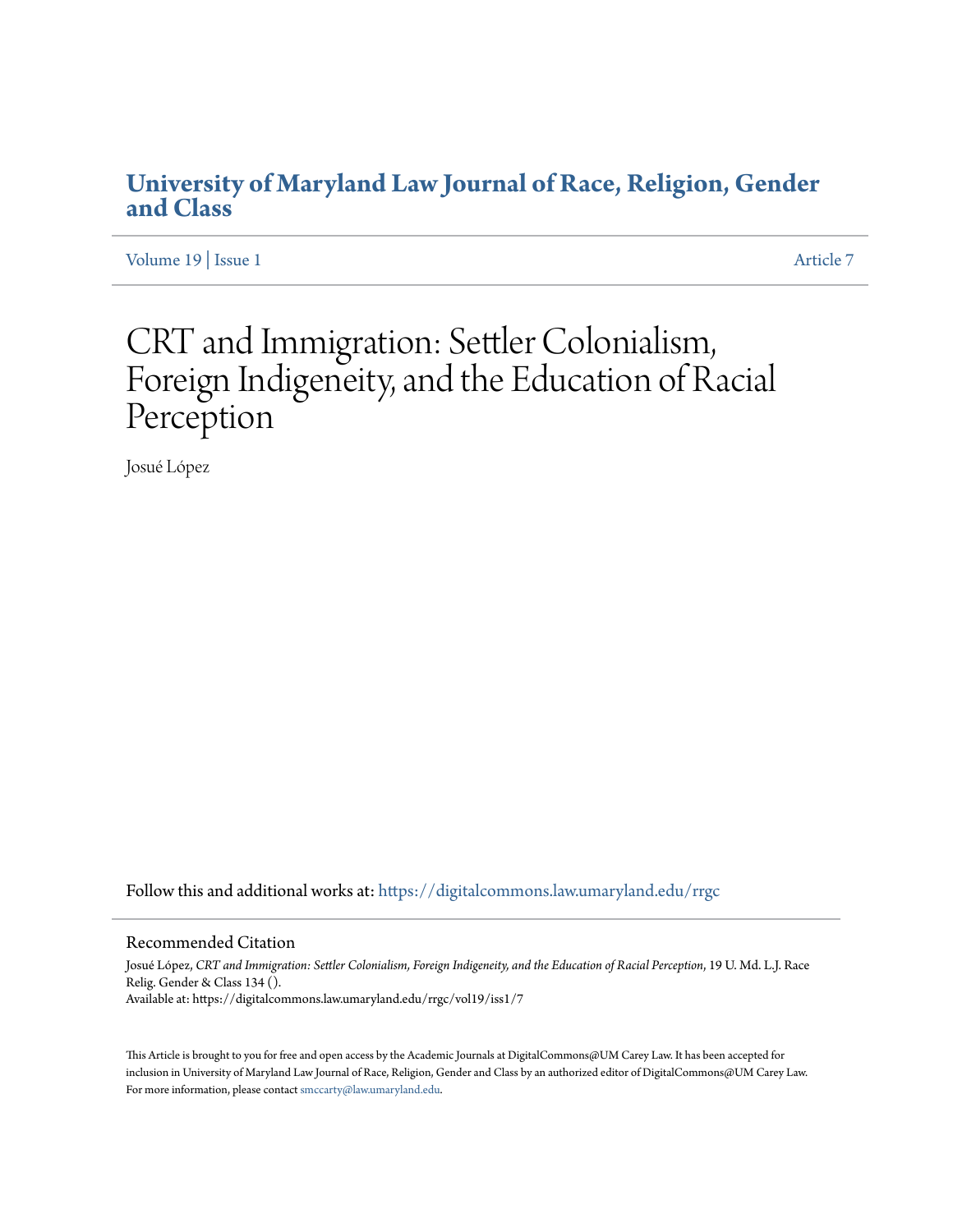# University of Maryland Law Journal of Race, Religion, Gender and Class

Volume 19 | Issue 1 Article 7

# CRT and Immigration: Settler Colonialism, Foreign Indigeneity, and the Education of Racial Perception

Josué López

Follow this and additional works at: https://digitalcommons.law.umaryland.edu/rrgc

## Recommended Citation

Josué López, *CRT and Immigration: Settler Colonialism, Foreign Indigeneity, and the Education of Racial Perception*, 19 U. Md. L.J. Race Relig. Gender & Class 134 ().
Available at: https://digitalcommons.law.umaryland.edu/rrgc/vol19/iss1/7

This Article is brought to you for free and open access by the Academic Journals at DigitalCommons@UM Carey Law. It has been accepted for inclusion in University of Maryland Law Journal of Race, Religion, Gender and Class by an authorized editor of DigitalCommons@UM Carey Law. For more information, please contact smccarty@law.umaryland.edu.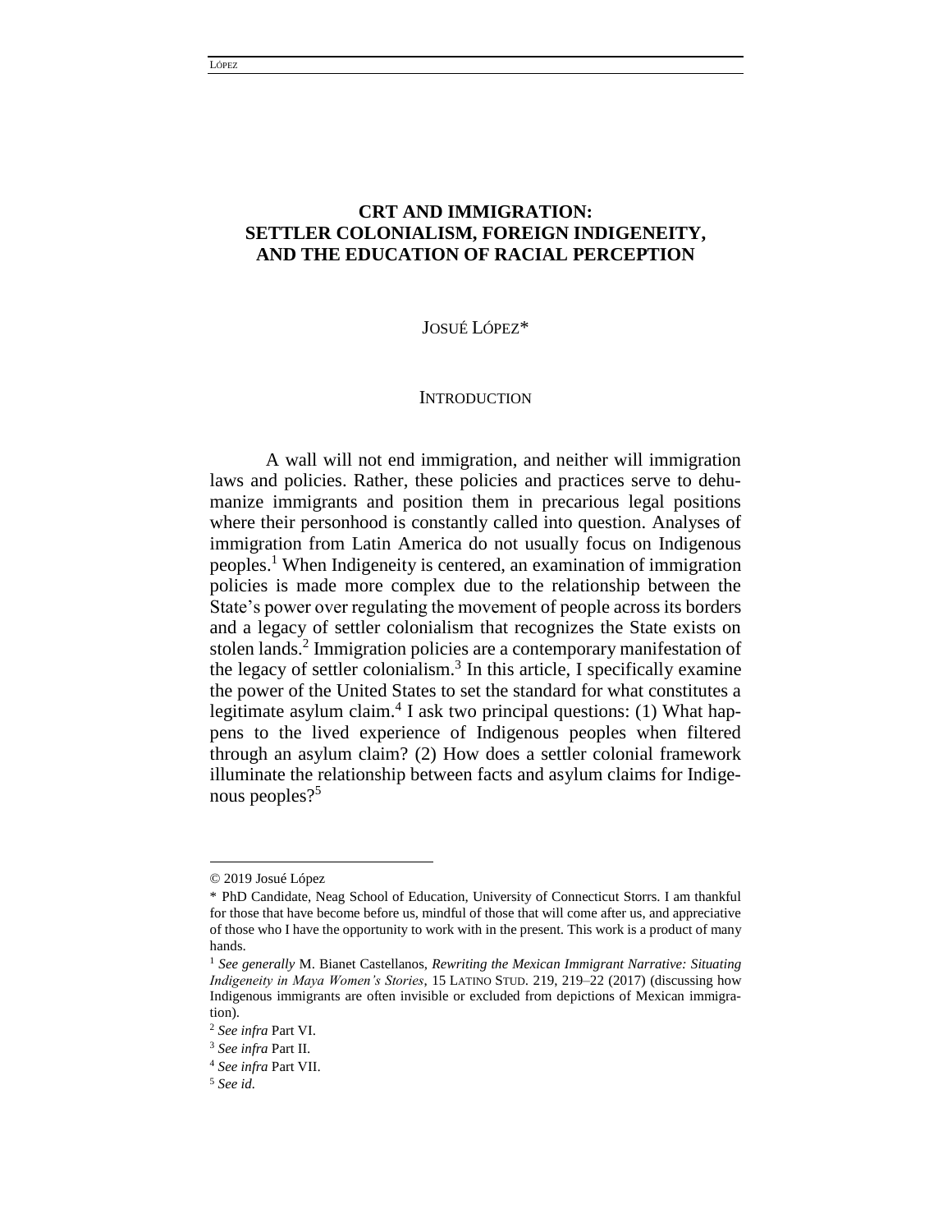# CRT AND IMMIGRATION: SETTLER COLONIALISM, FOREIGN INDIGENEITY, AND THE EDUCATION OF RACIAL PERCEPTION

JOSUÉ LÓPEZ*

## INTRODUCTION

A wall will not end immigration, and neither will immigration laws and policies. Rather, these policies and practices serve to dehumanize immigrants and position them in precarious legal positions where their personhood is constantly called into question. Analyses of immigration from Latin America do not usually focus on Indigenous peoples.[1] When Indigeneity is centered, an examination of immigration policies is made more complex due to the relationship between the State's power over regulating the movement of people across its borders and a legacy of settler colonialism that recognizes the State exists on stolen lands.[2] Immigration policies are a contemporary manifestation of the legacy of settler colonialism.[3] In this article, I specifically examine the power of the United States to set the standard for what constitutes a legitimate asylum claim.[4] I ask two principal questions: (1) What happens to the lived experience of Indigenous peoples when filtered through an asylum claim? (2) How does a settler colonial framework illuminate the relationship between facts and asylum claims for Indigenous peoples?[5]

---

© 2019 Josué López

\* PhD Candidate, Neag School of Education, University of Connecticut Storrs. I am thankful for those that have become before us, mindful of those that will come after us, and appreciative of those who I have the opportunity to work with in the present. This work is a product of many hands.

[1] *See generally* M. Bianet Castellanos, *Rewriting the Mexican Immigrant Narrative: Situating Indigeneity in Maya Women's Stories*, 15 LATINO STUD. 219, 219–22 (2017) (discussing how Indigenous immigrants are often invisible or excluded from depictions of Mexican immigration).

[2] *See infra* Part VI.

[3] *See infra* Part II.

[4] *See infra* Part VII.

[5] *See id.*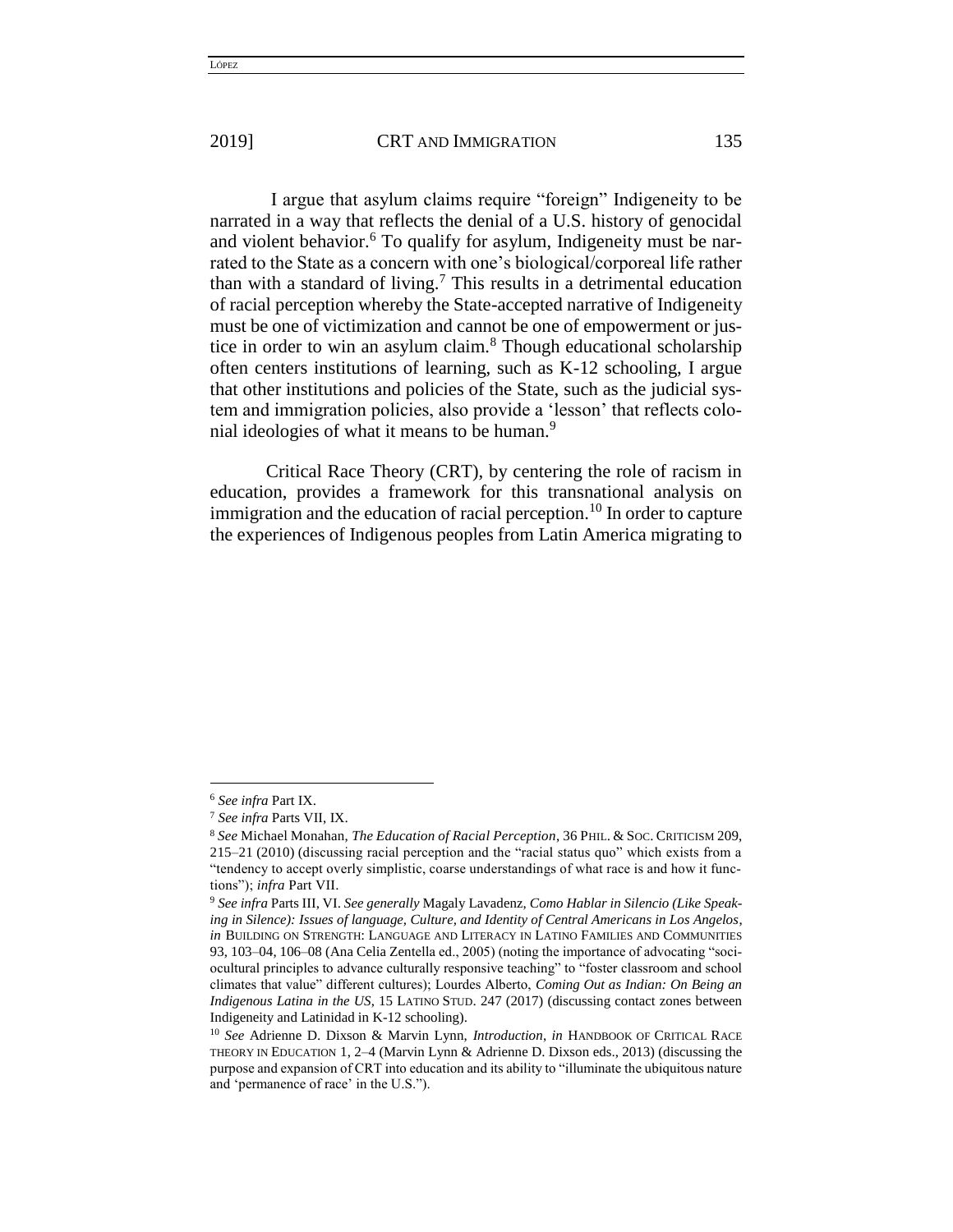I argue that asylum claims require "foreign" Indigeneity to be narrated in a way that reflects the denial of a U.S. history of genocidal and violent behavior.[6] To qualify for asylum, Indigeneity must be narrated to the State as a concern with one's biological/corporeal life rather than with a standard of living.[7] This results in a detrimental education of racial perception whereby the State-accepted narrative of Indigeneity must be one of victimization and cannot be one of empowerment or justice in order to win an asylum claim.[8] Though educational scholarship often centers institutions of learning, such as K-12 schooling, I argue that other institutions and policies of the State, such as the judicial system and immigration policies, also provide a 'lesson' that reflects colonial ideologies of what it means to be human.[9]

Critical Race Theory (CRT), by centering the role of racism in education, provides a framework for this transnational analysis on immigration and the education of racial perception.[10] In order to capture the experiences of Indigenous peoples from Latin America migrating to

---

[6] *See infra* Part IX.

[7] *See infra* Parts VII, IX.

[8] *See* Michael Monahan, *The Education of Racial Perception*, 36 PHIL. & SOC. CRITICISM 209, 215–21 (2010) (discussing racial perception and the "racial status quo" which exists from a "tendency to accept overly simplistic, coarse understandings of what race is and how it functions"); *infra* Part VII.

[9] *See infra* Parts III, VI. *See generally* Magaly Lavadenz, *Como Hablar in Silencio (Like Speaking in Silence): Issues of language, Culture, and Identity of Central Americans in Los Angelos*, *in* BUILDING ON STRENGTH: LANGUAGE AND LITERACY IN LATINO FAMILIES AND COMMUNITIES 93, 103–04, 106–08 (Ana Celia Zentella ed., 2005) (noting the importance of advocating "sociocultural principles to advance culturally responsive teaching" to "foster classroom and school climates that value" different cultures); Lourdes Alberto, *Coming Out as Indian: On Being an Indigenous Latina in the US*, 15 LATINO STUD. 247 (2017) (discussing contact zones between Indigeneity and Latinidad in K-12 schooling).

[10] *See* Adrienne D. Dixson & Marvin Lynn, *Introduction*, *in* HANDBOOK OF CRITICAL RACE THEORY IN EDUCATION 1, 2–4 (Marvin Lynn & Adrienne D. Dixson eds., 2013) (discussing the purpose and expansion of CRT into education and its ability to "illuminate the ubiquitous nature and 'permanence of race' in the U.S.").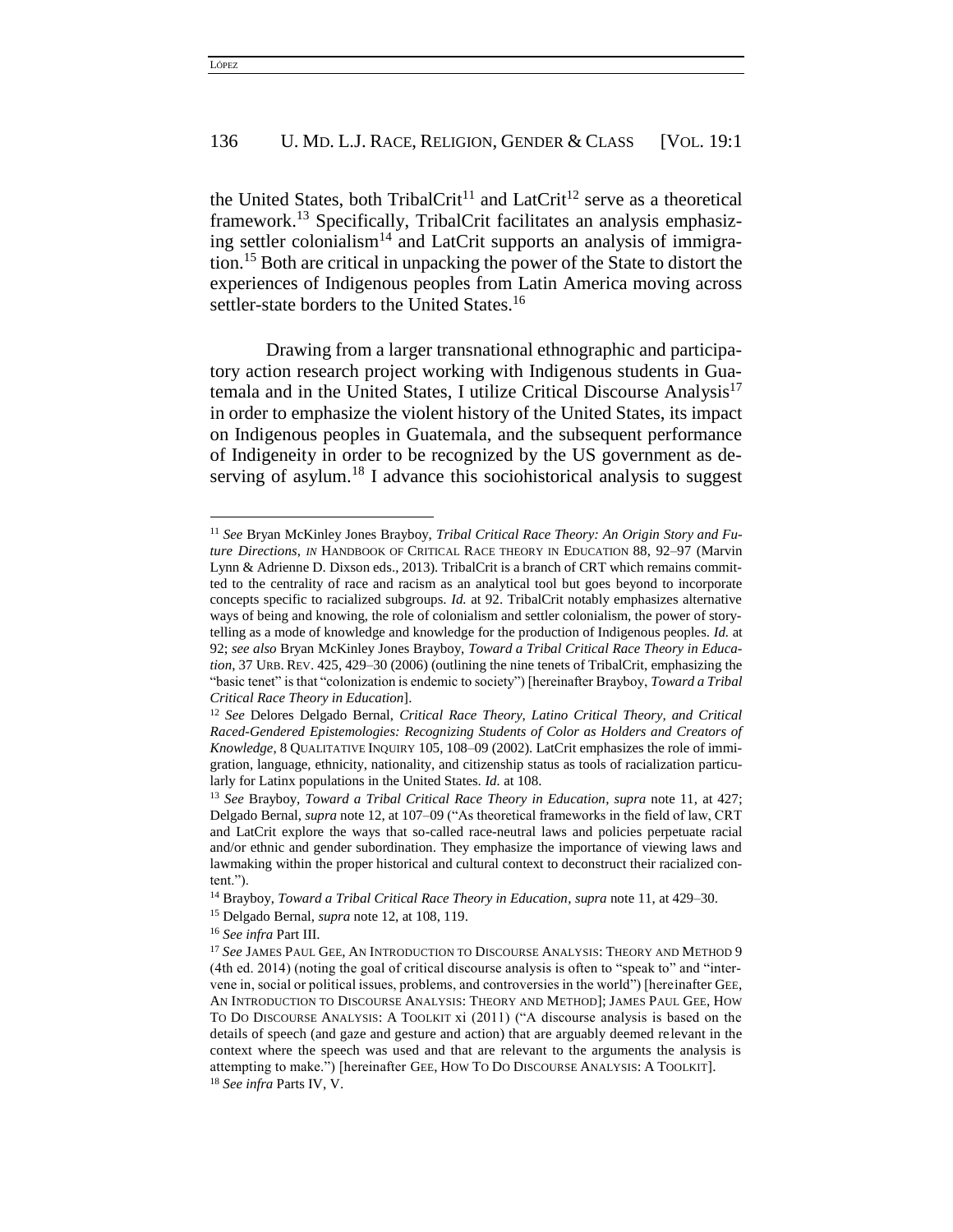the United States, both TribalCrit[11] and LatCrit[12] serve as a theoretical framework.[13] Specifically, TribalCrit facilitates an analysis emphasizing settler colonialism[14] and LatCrit supports an analysis of immigration.[15] Both are critical in unpacking the power of the State to distort the experiences of Indigenous peoples from Latin America moving across settler-state borders to the United States.[16]

Drawing from a larger transnational ethnographic and participatory action research project working with Indigenous students in Guatemala and in the United States, I utilize Critical Discourse Analysis[17] in order to emphasize the violent history of the United States, its impact on Indigenous peoples in Guatemala, and the subsequent performance of Indigeneity in order to be recognized by the US government as deserving of asylum.[18] I advance this sociohistorical analysis to suggest

---

[11] *See* Bryan McKinley Jones Brayboy, *Tribal Critical Race Theory: An Origin Story and Future Directions*, *IN* HANDBOOK OF CRITICAL RACE THEORY IN EDUCATION 88, 92–97 (Marvin Lynn & Adrienne D. Dixson eds., 2013). TribalCrit is a branch of CRT which remains committed to the centrality of race and racism as an analytical tool but goes beyond to incorporate concepts specific to racialized subgroups. *Id.* at 92. TribalCrit notably emphasizes alternative ways of being and knowing, the role of colonialism and settler colonialism, the power of storytelling as a mode of knowledge and knowledge for the production of Indigenous peoples. *Id.* at 92; *see also* Bryan McKinley Jones Brayboy, *Toward a Tribal Critical Race Theory in Education*, 37 URB. REV. 425, 429–30 (2006) (outlining the nine tenets of TribalCrit, emphasizing the "basic tenet" is that "colonization is endemic to society") [hereinafter Brayboy, *Toward a Tribal Critical Race Theory in Education*].

[12] *See* Delores Delgado Bernal, *Critical Race Theory, Latino Critical Theory, and Critical Raced-Gendered Epistemologies: Recognizing Students of Color as Holders and Creators of Knowledge*, 8 QUALITATIVE INQUIRY 105, 108–09 (2002). LatCrit emphasizes the role of immigration, language, ethnicity, nationality, and citizenship status as tools of racialization particularly for Latinx populations in the United States. *Id.* at 108.

[13] *See* Brayboy, *Toward a Tribal Critical Race Theory in Education*, *supra* note 11, at 427; Delgado Bernal, *supra* note 12, at 107–09 ("As theoretical frameworks in the field of law, CRT and LatCrit explore the ways that so-called race-neutral laws and policies perpetuate racial and/or ethnic and gender subordination. They emphasize the importance of viewing laws and lawmaking within the proper historical and cultural context to deconstruct their racialized content.").

[14] Brayboy, *Toward a Tribal Critical Race Theory in Education*, *supra* note 11, at 429–30.

[15] Delgado Bernal, *supra* note 12, at 108, 119.

[16] *See infra* Part III.

[17] *See* JAMES PAUL GEE, AN INTRODUCTION TO DISCOURSE ANALYSIS: THEORY AND METHOD 9 (4th ed. 2014) (noting the goal of critical discourse analysis is often to "speak to" and "intervene in, social or political issues, problems, and controversies in the world") [hereinafter GEE, AN INTRODUCTION TO DISCOURSE ANALYSIS: THEORY AND METHOD]; JAMES PAUL GEE, HOW TO DO DISCOURSE ANALYSIS: A TOOLKIT xi (2011) ("A discourse analysis is based on the details of speech (and gaze and gesture and action) that are arguably deemed relevant in the context where the speech was used and that are relevant to the arguments the analysis is attempting to make.") [hereinafter GEE, HOW TO DO DISCOURSE ANALYSIS: A TOOLKIT].

[18] *See infra* Parts IV, V.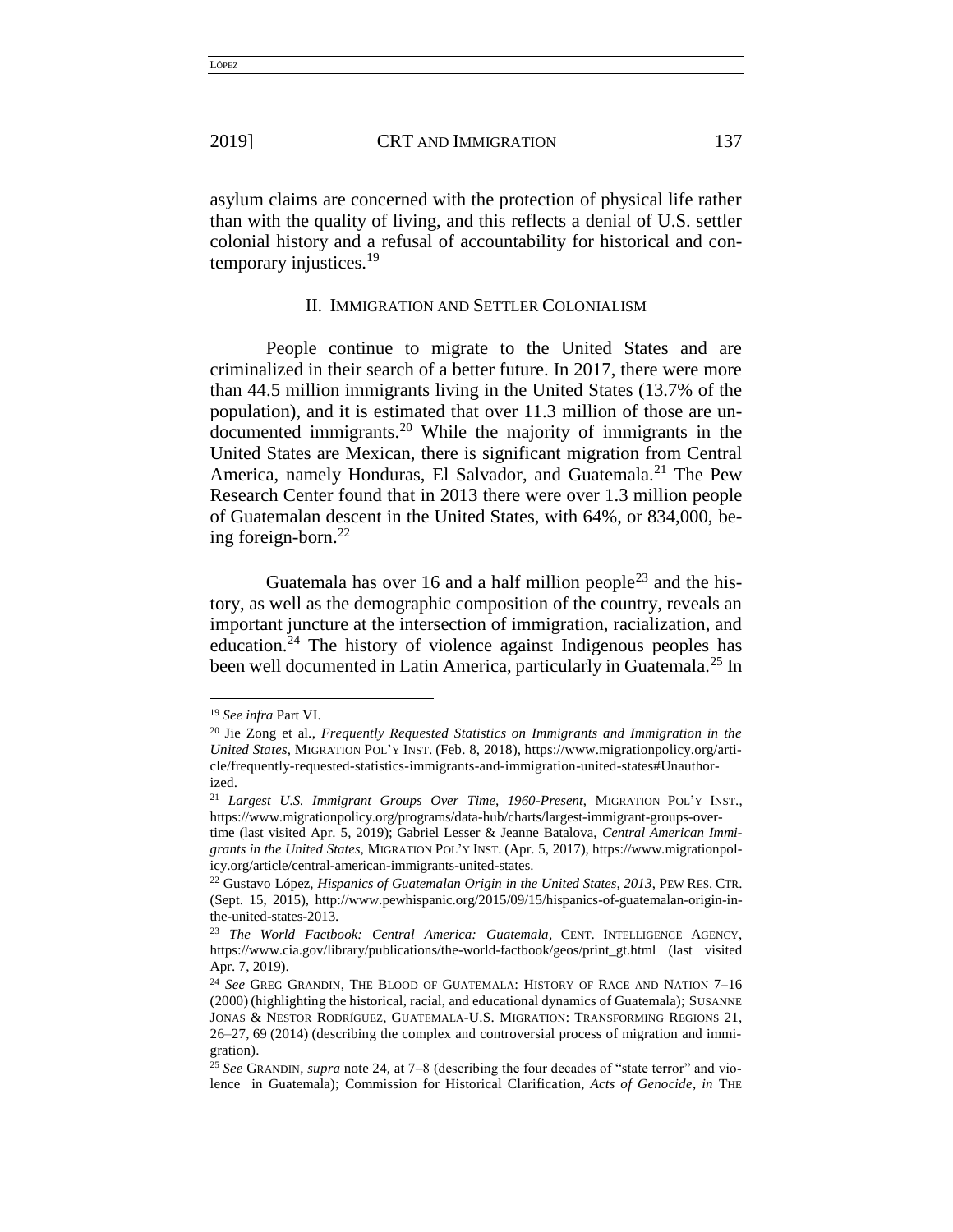asylum claims are concerned with the protection of physical life rather than with the quality of living, and this reflects a denial of U.S. settler colonial history and a refusal of accountability for historical and contemporary injustices.[19]

## II. IMMIGRATION AND SETTLER COLONIALISM

People continue to migrate to the United States and are criminalized in their search of a better future. In 2017, there were more than 44.5 million immigrants living in the United States (13.7% of the population), and it is estimated that over 11.3 million of those are undocumented immigrants.[20] While the majority of immigrants in the United States are Mexican, there is significant migration from Central America, namely Honduras, El Salvador, and Guatemala.[21] The Pew Research Center found that in 2013 there were over 1.3 million people of Guatemalan descent in the United States, with 64%, or 834,000, being foreign-born.[22]

Guatemala has over 16 and a half million people[23] and the history, as well as the demographic composition of the country, reveals an important juncture at the intersection of immigration, racialization, and education.[24] The history of violence against Indigenous peoples has been well documented in Latin America, particularly in Guatemala.[25] In

---

[19] *See infra* Part VI.

[20] Jie Zong et al., *Frequently Requested Statistics on Immigrants and Immigration in the United States*, MIGRATION POL'Y INST. (Feb. 8, 2018), https://www.migrationpolicy.org/article/frequently-requested-statistics-immigrants-and-immigration-united-states#Unauthorized.

[21] *Largest U.S. Immigrant Groups Over Time, 1960-Present*, MIGRATION POL'Y INST., https://www.migrationpolicy.org/programs/data-hub/charts/largest-immigrant-groups-over-time (last visited Apr. 5, 2019); Gabriel Lesser & Jeanne Batalova, *Central American Immigrants in the United States*, MIGRATION POL'Y INST. (Apr. 5, 2017), https://www.migrationpolicy.org/article/central-american-immigrants-united-states.

[22] Gustavo López, *Hispanics of Guatemalan Origin in the United States, 2013*, PEW RES. CTR. (Sept. 15, 2015), http://www.pewhispanic.org/2015/09/15/hispanics-of-guatemalan-origin-in-the-united-states-2013.

[23] *The World Factbook: Central America: Guatemala*, CENT. INTELLIGENCE AGENCY, https://www.cia.gov/library/publications/the-world-factbook/geos/print_gt.html (last visited Apr. 7, 2019).

[24] *See* GREG GRANDIN, THE BLOOD OF GUATEMALA: HISTORY OF RACE AND NATION 7–16 (2000) (highlighting the historical, racial, and educational dynamics of Guatemala); SUSANNE JONAS & NESTOR RODRÍGUEZ, GUATEMALA-U.S. MIGRATION: TRANSFORMING REGIONS 21, 26–27, 69 (2014) (describing the complex and controversial process of migration and immigration).

[25] *See* GRANDIN, *supra* note 24, at 7–8 (describing the four decades of "state terror" and violence in Guatemala); Commission for Historical Clarification, *Acts of Genocide*, *in* THE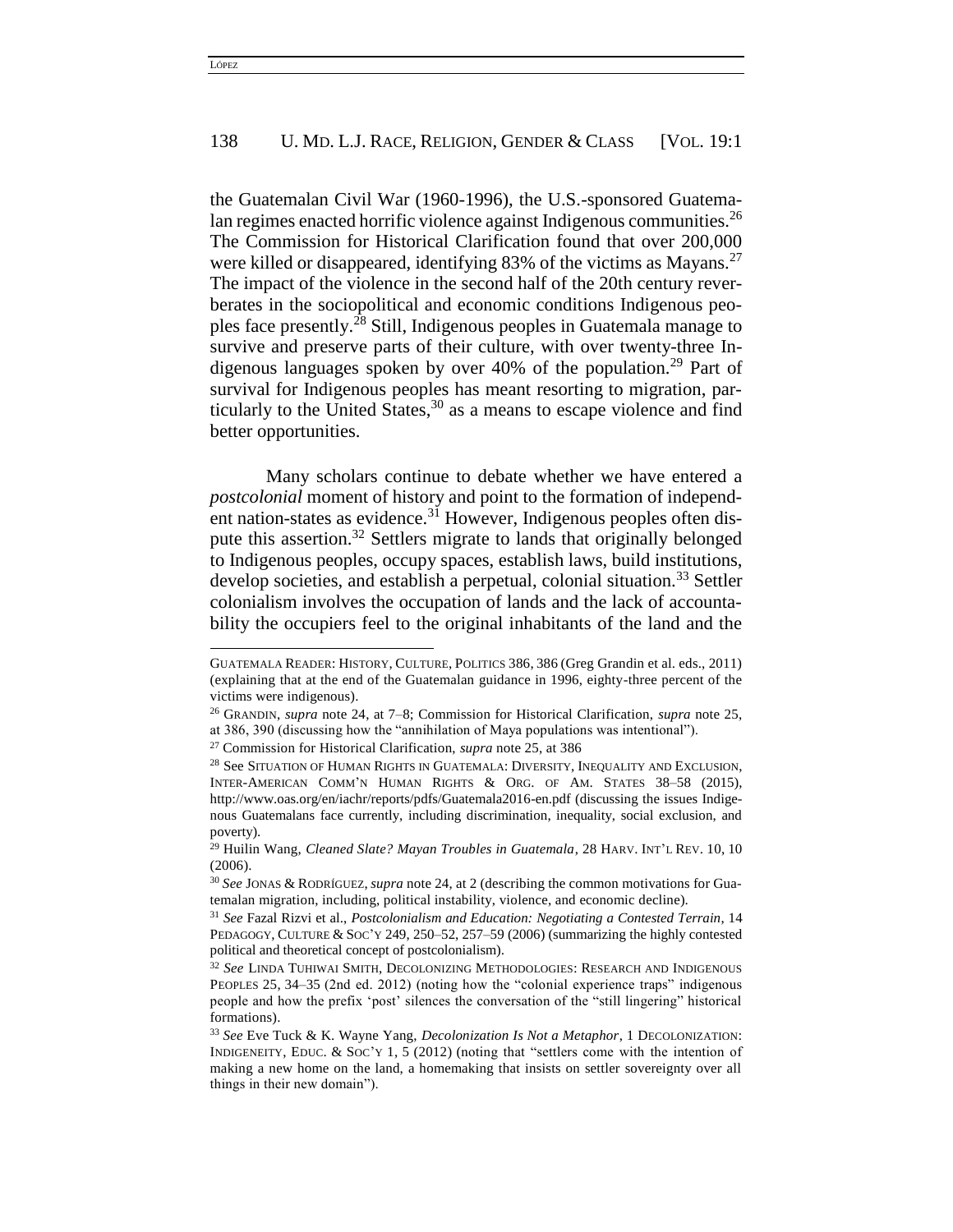the Guatemalan Civil War (1960-1996), the U.S.-sponsored Guatemalan regimes enacted horrific violence against Indigenous communities.[26] The Commission for Historical Clarification found that over 200,000 were killed or disappeared, identifying 83% of the victims as Mayans.[27] The impact of the violence in the second half of the 20th century reverberates in the sociopolitical and economic conditions Indigenous peoples face presently.[28] Still, Indigenous peoples in Guatemala manage to survive and preserve parts of their culture, with over twenty-three Indigenous languages spoken by over 40% of the population.[29] Part of survival for Indigenous peoples has meant resorting to migration, particularly to the United States,[30] as a means to escape violence and find better opportunities.

Many scholars continue to debate whether we have entered a *postcolonial* moment of history and point to the formation of independent nation-states as evidence.[31] However, Indigenous peoples often dispute this assertion.[32] Settlers migrate to lands that originally belonged to Indigenous peoples, occupy spaces, establish laws, build institutions, develop societies, and establish a perpetual, colonial situation.[33] Settler colonialism involves the occupation of lands and the lack of accountability the occupiers feel to the original inhabitants of the land and the

---

GUATEMALA READER: HISTORY, CULTURE, POLITICS 386, 386 (Greg Grandin et al. eds., 2011) (explaining that at the end of the Guatemalan guidance in 1996, eighty-three percent of the victims were indigenous).

[26] GRANDIN, *supra* note 24, at 7–8; Commission for Historical Clarification, *supra* note 25, at 386, 390 (discussing how the "annihilation of Maya populations was intentional").

[27] Commission for Historical Clarification, *supra* note 25, at 386

[28] See SITUATION OF HUMAN RIGHTS IN GUATEMALA: DIVERSITY, INEQUALITY AND EXCLUSION, INTER-AMERICAN COMM'N HUMAN RIGHTS & ORG. OF AM. STATES 38–58 (2015), http://www.oas.org/en/iachr/reports/pdfs/Guatemala2016-en.pdf (discussing the issues Indigenous Guatemalans face currently, including discrimination, inequality, social exclusion, and poverty).

[29] Huilin Wang, *Cleaned Slate? Mayan Troubles in Guatemala*, 28 HARV. INT'L REV. 10, 10 (2006).

[30] *See* JONAS & RODRÍGUEZ, *supra* note 24, at 2 (describing the common motivations for Guatemalan migration, including, political instability, violence, and economic decline).

[31] *See* Fazal Rizvi et al., *Postcolonialism and Education: Negotiating a Contested Terrain*, 14 PEDAGOGY, CULTURE & SOC'Y 249, 250–52, 257–59 (2006) (summarizing the highly contested political and theoretical concept of postcolonialism).

[32] *See* LINDA TUHIWAI SMITH, DECOLONIZING METHODOLOGIES: RESEARCH AND INDIGENOUS PEOPLES 25, 34–35 (2nd ed. 2012) (noting how the "colonial experience traps" indigenous people and how the prefix 'post' silences the conversation of the "still lingering" historical formations).

[33] *See* Eve Tuck & K. Wayne Yang, *Decolonization Is Not a Metaphor*, 1 DECOLONIZATION: INDIGENEITY, EDUC. & SOC'Y 1, 5 (2012) (noting that "settlers come with the intention of making a new home on the land, a homemaking that insists on settler sovereignty over all things in their new domain").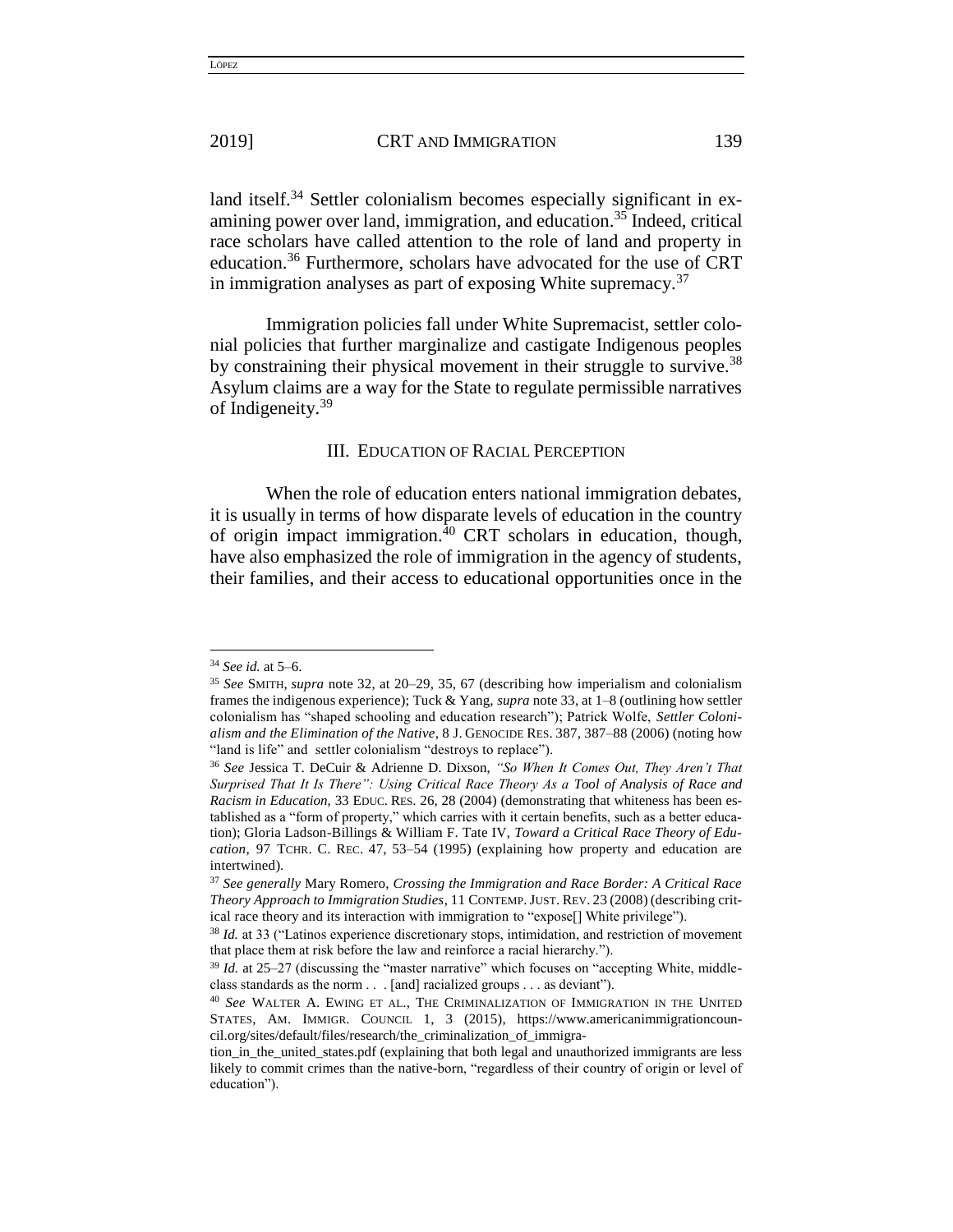land itself.[34] Settler colonialism becomes especially significant in examining power over land, immigration, and education.[35] Indeed, critical race scholars have called attention to the role of land and property in education.[36] Furthermore, scholars have advocated for the use of CRT in immigration analyses as part of exposing White supremacy.[37]

Immigration policies fall under White Supremacist, settler colonial policies that further marginalize and castigate Indigenous peoples by constraining their physical movement in their struggle to survive.[38] Asylum claims are a way for the State to regulate permissible narratives of Indigeneity.[39]

## III. EDUCATION OF RACIAL PERCEPTION

When the role of education enters national immigration debates, it is usually in terms of how disparate levels of education in the country of origin impact immigration.[40] CRT scholars in education, though, have also emphasized the role of immigration in the agency of students, their families, and their access to educational opportunities once in the

---

[34] *See id.* at 5–6.

[35] *See* SMITH, *supra* note 32, at 20–29, 35, 67 (describing how imperialism and colonialism frames the indigenous experience); Tuck & Yang, *supra* note 33, at 1–8 (outlining how settler colonialism has "shaped schooling and education research"); Patrick Wolfe, *Settler Colonialism and the Elimination of the Native*, 8 J. GENOCIDE RES. 387, 387–88 (2006) (noting how "land is life" and settler colonialism "destroys to replace").

[36] *See* Jessica T. DeCuir & Adrienne D. Dixson, *"So When It Comes Out, They Aren't That Surprised That It Is There": Using Critical Race Theory As a Tool of Analysis of Race and Racism in Education*, 33 EDUC. RES. 26, 28 (2004) (demonstrating that whiteness has been established as a "form of property," which carries with it certain benefits, such as a better education); Gloria Ladson-Billings & William F. Tate IV, *Toward a Critical Race Theory of Education*, 97 TCHR. C. REC. 47, 53–54 (1995) (explaining how property and education are intertwined).

[37] *See generally* Mary Romero, *Crossing the Immigration and Race Border: A Critical Race Theory Approach to Immigration Studies*, 11 CONTEMP. JUST. REV. 23 (2008) (describing critical race theory and its interaction with immigration to "expose[] White privilege").

[38] *Id.* at 33 ("Latinos experience discretionary stops, intimidation, and restriction of movement that place them at risk before the law and reinforce a racial hierarchy.").

[39] *Id.* at 25–27 (discussing the "master narrative" which focuses on "accepting White, middle-class standards as the norm . . . [and] racialized groups . . . as deviant").

[40] *See* WALTER A. EWING ET AL., THE CRIMINALIZATION OF IMMIGRATION IN THE UNITED STATES, AM. IMMIGR. COUNCIL 1, 3 (2015), https://www.americanimmigrationcouncil.org/sites/default/files/research/the_criminalization_of_immigration_in_the_united_states.pdf (explaining that both legal and unauthorized immigrants are less likely to commit crimes than the native-born, "regardless of their country of origin or level of education").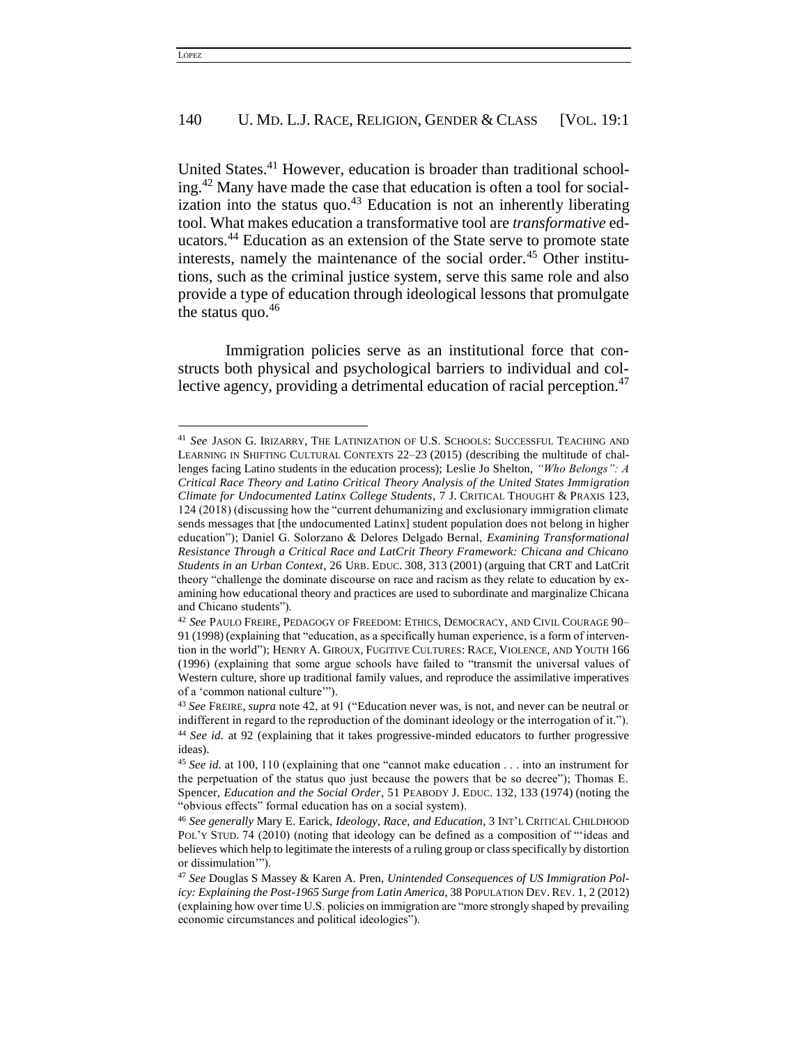United States.[41] However, education is broader than traditional schooling.[42] Many have made the case that education is often a tool for socialization into the status quo.[43] Education is not an inherently liberating tool. What makes education a transformative tool are *transformative* educators.[44] Education as an extension of the State serve to promote state interests, namely the maintenance of the social order.[45] Other institutions, such as the criminal justice system, serve this same role and also provide a type of education through ideological lessons that promulgate the status quo.[46]

Immigration policies serve as an institutional force that constructs both physical and psychological barriers to individual and collective agency, providing a detrimental education of racial perception.[47]

---

[41] *See* JASON G. IRIZARRY, THE LATINIZATION OF U.S. SCHOOLS: SUCCESSFUL TEACHING AND LEARNING IN SHIFTING CULTURAL CONTEXTS 22–23 (2015) (describing the multitude of challenges facing Latino students in the education process); Leslie Jo Shelton, *"Who Belongs": A Critical Race Theory and Latino Critical Theory Analysis of the United States Immigration Climate for Undocumented Latinx College Students*, 7 J. CRITICAL THOUGHT & PRAXIS 123, 124 (2018) (discussing how the "current dehumanizing and exclusionary immigration climate sends messages that [the undocumented Latinx] student population does not belong in higher education"); Daniel G. Solorzano & Delores Delgado Bernal, *Examining Transformational Resistance Through a Critical Race and LatCrit Theory Framework: Chicana and Chicano Students in an Urban Context*, 26 URB. EDUC. 308, 313 (2001) (arguing that CRT and LatCrit theory "challenge the dominate discourse on race and racism as they relate to education by examining how educational theory and practices are used to subordinate and marginalize Chicana and Chicano students").

[42] *See* PAULO FREIRE, PEDAGOGY OF FREEDOM: ETHICS, DEMOCRACY, AND CIVIL COURAGE 90–91 (1998) (explaining that "education, as a specifically human experience, is a form of intervention in the world"); HENRY A. GIROUX, FUGITIVE CULTURES: RACE, VIOLENCE, AND YOUTH 166 (1996) (explaining that some argue schools have failed to "transmit the universal values of Western culture, shore up traditional family values, and reproduce the assimilative imperatives of a 'common national culture'").

[43] *See* FREIRE, *supra* note 42, at 91 ("Education never was, is not, and never can be neutral or indifferent in regard to the reproduction of the dominant ideology or the interrogation of it.").

[44] *See id.* at 92 (explaining that it takes progressive-minded educators to further progressive ideas).

[45] *See id.* at 100, 110 (explaining that one "cannot make education . . . into an instrument for the perpetuation of the status quo just because the powers that be so decree"); Thomas E. Spencer, *Education and the Social Order*, 51 PEABODY J. EDUC. 132, 133 (1974) (noting the "obvious effects" formal education has on a social system).

[46] *See generally* Mary E. Earick, *Ideology, Race, and Education*, 3 INT'L CRITICAL CHILDHOOD POL'Y STUD. 74 (2010) (noting that ideology can be defined as a composition of "'ideas and believes which help to legitimate the interests of a ruling group or class specifically by distortion or dissimulation'").

[47] *See* Douglas S Massey & Karen A. Pren, *Unintended Consequences of US Immigration Policy: Explaining the Post-1965 Surge from Latin America*, 38 POPULATION DEV. REV. 1, 2 (2012) (explaining how over time U.S. policies on immigration are "more strongly shaped by prevailing economic circumstances and political ideologies").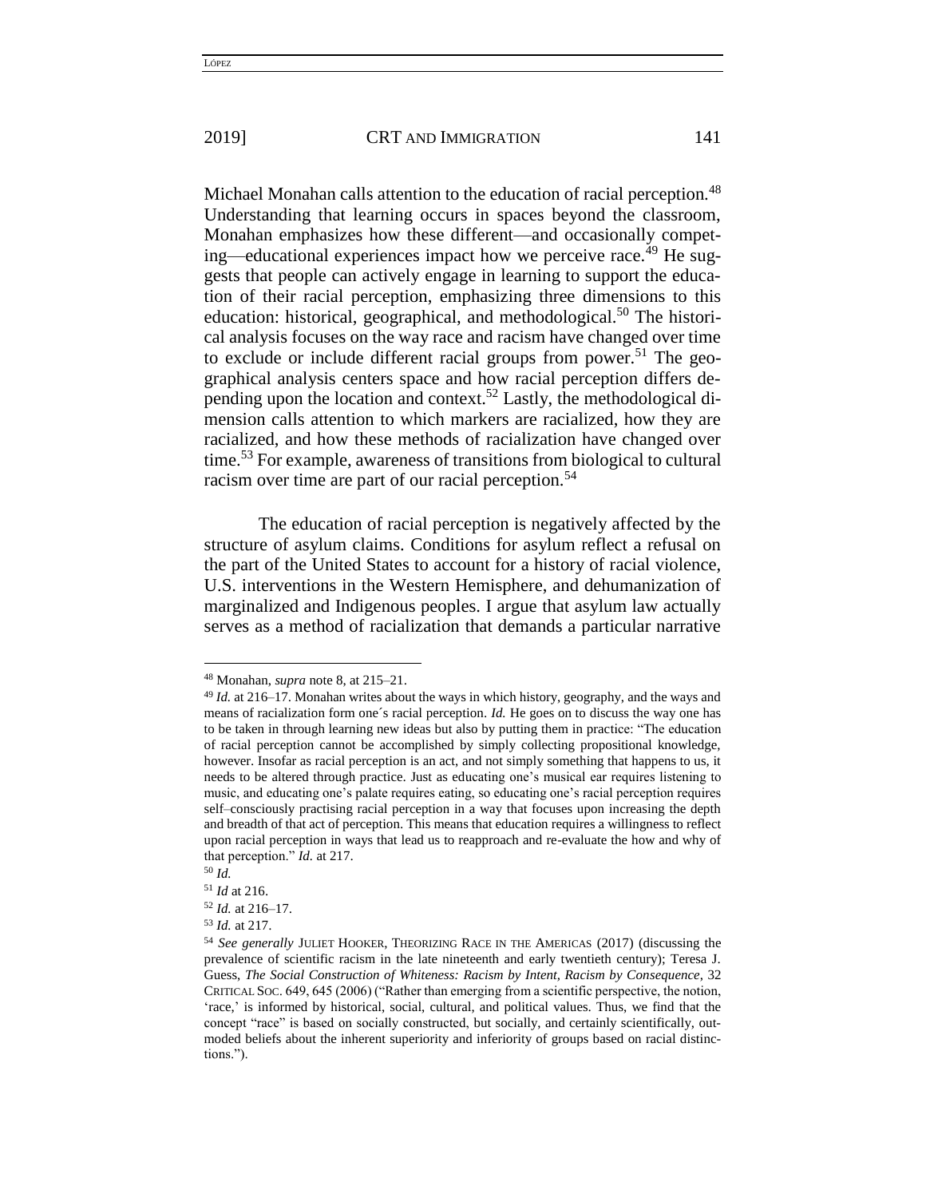Michael Monahan calls attention to the education of racial perception.[48] Understanding that learning occurs in spaces beyond the classroom, Monahan emphasizes how these different—and occasionally competing—educational experiences impact how we perceive race.[49] He suggests that people can actively engage in learning to support the education of their racial perception, emphasizing three dimensions to this education: historical, geographical, and methodological.[50] The historical analysis focuses on the way race and racism have changed over time to exclude or include different racial groups from power.[51] The geographical analysis centers space and how racial perception differs depending upon the location and context.[52] Lastly, the methodological dimension calls attention to which markers are racialized, how they are racialized, and how these methods of racialization have changed over time.[53] For example, awareness of transitions from biological to cultural racism over time are part of our racial perception.[54]

The education of racial perception is negatively affected by the structure of asylum claims. Conditions for asylum reflect a refusal on the part of the United States to account for a history of racial violence, U.S. interventions in the Western Hemisphere, and dehumanization of marginalized and Indigenous peoples. I argue that asylum law actually serves as a method of racialization that demands a particular narrative

---

[48] Monahan, *supra* note 8, at 215–21.

[49] *Id.* at 216–17. Monahan writes about the ways in which history, geography, and the ways and means of racialization form one´s racial perception. *Id.* He goes on to discuss the way one has to be taken in through learning new ideas but also by putting them in practice: "The education of racial perception cannot be accomplished by simply collecting propositional knowledge, however. Insofar as racial perception is an act, and not simply something that happens to us, it needs to be altered through practice. Just as educating one's musical ear requires listening to music, and educating one's palate requires eating, so educating one's racial perception requires self–consciously practising racial perception in a way that focuses upon increasing the depth and breadth of that act of perception. This means that education requires a willingness to reflect upon racial perception in ways that lead us to reapproach and re-evaluate the how and why of that perception." *Id.* at 217.

[50] *Id.*

[51] *Id* at 216.

[52] *Id.* at 216–17.

[53] *Id.* at 217.

[54] *See generally* JULIET HOOKER, THEORIZING RACE IN THE AMERICAS (2017) (discussing the prevalence of scientific racism in the late nineteenth and early twentieth century); Teresa J. Guess, *The Social Construction of Whiteness: Racism by Intent, Racism by Consequence*, 32 CRITICAL SOC. 649, 645 (2006) ("Rather than emerging from a scientific perspective, the notion, 'race,' is informed by historical, social, cultural, and political values. Thus, we find that the concept "race" is based on socially constructed, but socially, and certainly scientifically, outmoded beliefs about the inherent superiority and inferiority of groups based on racial distinctions.").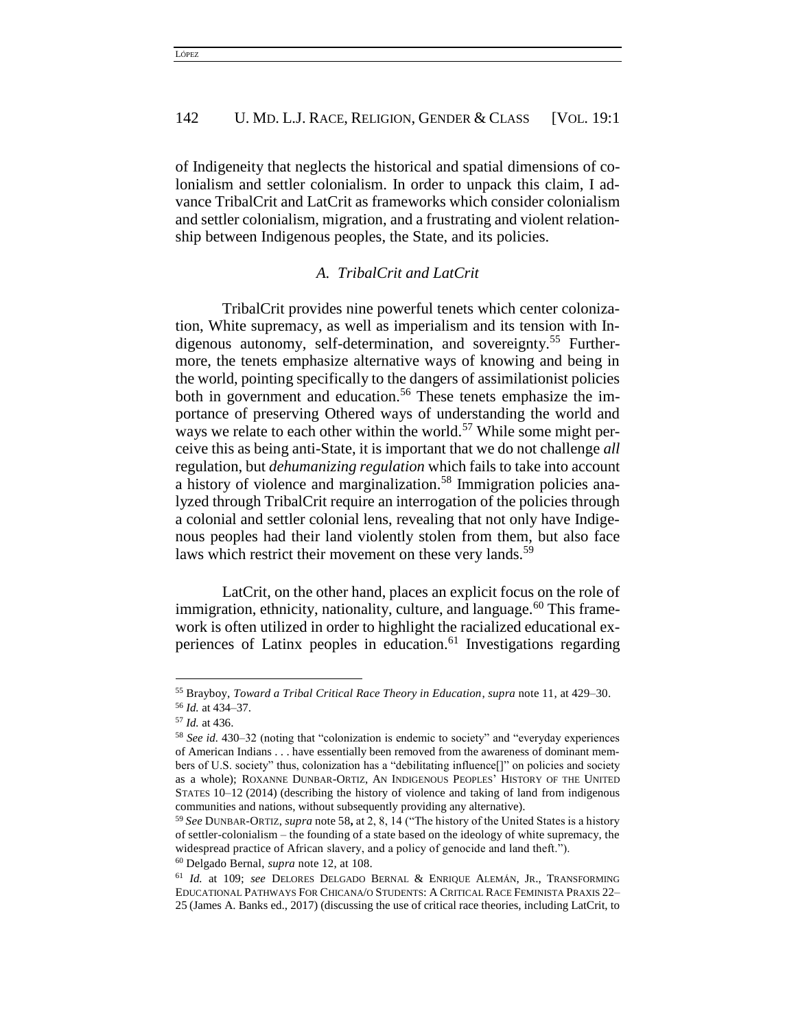of Indigeneity that neglects the historical and spatial dimensions of colonialism and settler colonialism. In order to unpack this claim, I advance TribalCrit and LatCrit as frameworks which consider colonialism and settler colonialism, migration, and a frustrating and violent relationship between Indigenous peoples, the State, and its policies.

### *A. TribalCrit and LatCrit*

TribalCrit provides nine powerful tenets which center colonization, White supremacy, as well as imperialism and its tension with Indigenous autonomy, self-determination, and sovereignty.[55] Furthermore, the tenets emphasize alternative ways of knowing and being in the world, pointing specifically to the dangers of assimilationist policies both in government and education.[56] These tenets emphasize the importance of preserving Othered ways of understanding the world and ways we relate to each other within the world.[57] While some might perceive this as being anti-State, it is important that we do not challenge *all* regulation, but *dehumanizing regulation* which fails to take into account a history of violence and marginalization.[58] Immigration policies analyzed through TribalCrit require an interrogation of the policies through a colonial and settler colonial lens, revealing that not only have Indigenous peoples had their land violently stolen from them, but also face laws which restrict their movement on these very lands.[59]

LatCrit, on the other hand, places an explicit focus on the role of immigration, ethnicity, nationality, culture, and language.[60] This framework is often utilized in order to highlight the racialized educational experiences of Latinx peoples in education.[61] Investigations regarding

---

[55] Brayboy, *Toward a Tribal Critical Race Theory in Education*, *supra* note 11, at 429–30.

[56] *Id.* at 434–37.

[57] *Id.* at 436.

[58] *See id.* 430–32 (noting that "colonization is endemic to society" and "everyday experiences of American Indians . . . have essentially been removed from the awareness of dominant members of U.S. society" thus, colonization has a "debilitating influence[]" on policies and society as a whole); ROXANNE DUNBAR-ORTIZ, AN INDIGENOUS PEOPLES' HISTORY OF THE UNITED STATES 10–12 (2014) (describing the history of violence and taking of land from indigenous communities and nations, without subsequently providing any alternative).

[59] *See* DUNBAR-ORTIZ, *supra* note 58**,** at 2, 8, 14 ("The history of the United States is a history of settler-colonialism – the founding of a state based on the ideology of white supremacy, the widespread practice of African slavery, and a policy of genocide and land theft.").

[60] Delgado Bernal, *supra* note 12, at 108.

[61] *Id.* at 109; *see* DELORES DELGADO BERNAL & ENRIQUE ALEMÁN, JR., TRANSFORMING EDUCATIONAL PATHWAYS FOR CHICANA/O STUDENTS: A CRITICAL RACE FEMINISTA PRAXIS 22–25 (James A. Banks ed., 2017) (discussing the use of critical race theories, including LatCrit, to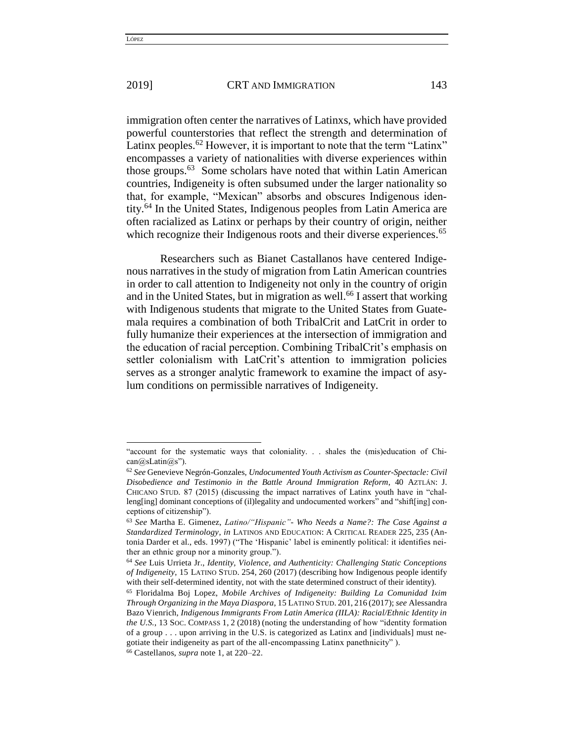immigration often center the narratives of Latinxs, which have provided powerful counterstories that reflect the strength and determination of Latinx peoples.[62] However, it is important to note that the term "Latinx" encompasses a variety of nationalities with diverse experiences within those groups.[63] Some scholars have noted that within Latin American countries, Indigeneity is often subsumed under the larger nationality so that, for example, "Mexican" absorbs and obscures Indigenous identity.[64] In the United States, Indigenous peoples from Latin America are often racialized as Latinx or perhaps by their country of origin, neither which recognize their Indigenous roots and their diverse experiences.[65]

Researchers such as Bianet Castallanos have centered Indigenous narratives in the study of migration from Latin American countries in order to call attention to Indigeneity not only in the country of origin and in the United States, but in migration as well.[66] I assert that working with Indigenous students that migrate to the United States from Guatemala requires a combination of both TribalCrit and LatCrit in order to fully humanize their experiences at the intersection of immigration and the education of racial perception. Combining TribalCrit's emphasis on settler colonialism with LatCrit's attention to immigration policies serves as a stronger analytic framework to examine the impact of asylum conditions on permissible narratives of Indigeneity.

---

"account for the systematic ways that coloniality. . . shales the (mis)education of Chican@sLatin@s").

[62] *See* Genevieve Negrón-Gonzales, *Undocumented Youth Activism as Counter-Spectacle: Civil Disobedience and Testimonio in the Battle Around Immigration Reform*, 40 AZTLÁN: J. CHICANO STUD. 87 (2015) (discussing the impact narratives of Latinx youth have in "challeng[ing] dominant conceptions of (il)legality and undocumented workers" and "shift[ing] conceptions of citizenship").

[63] *See* Martha E. Gimenez, *Latino/"Hispanic"- Who Needs a Name?: The Case Against a Standardized Terminology*, *in* LATINOS AND EDUCATION: A CRITICAL READER 225, 235 (Antonia Darder et al., eds. 1997) ("The 'Hispanic' label is eminently political: it identifies neither an ethnic group nor a minority group.").

[64] *See* Luis Urrieta Jr., *Identity, Violence, and Authenticity: Challenging Static Conceptions of Indigeneity*, 15 LATINO STUD. 254, 260 (2017) (describing how Indigenous people identify with their self-determined identity, not with the state determined construct of their identity).

[65] Floridalma Boj Lopez, *Mobile Archives of Indigeneity: Building La Comunidad Ixim Through Organizing in the Maya Diaspora*, 15 LATINO STUD. 201, 216 (2017); *see* Alessandra Bazo Vienrich, *Indigenous Immigrants From Latin America (IILA): Racial/Ethnic Identity in the U.S.*, 13 SOC. COMPASS 1, 2 (2018) (noting the understanding of how "identity formation of a group . . . upon arriving in the U.S. is categorized as Latinx and [individuals] must negotiate their indigeneity as part of the all-encompassing Latinx panethnicity" ).

[66] Castellanos, *supra* note 1, at 220–22.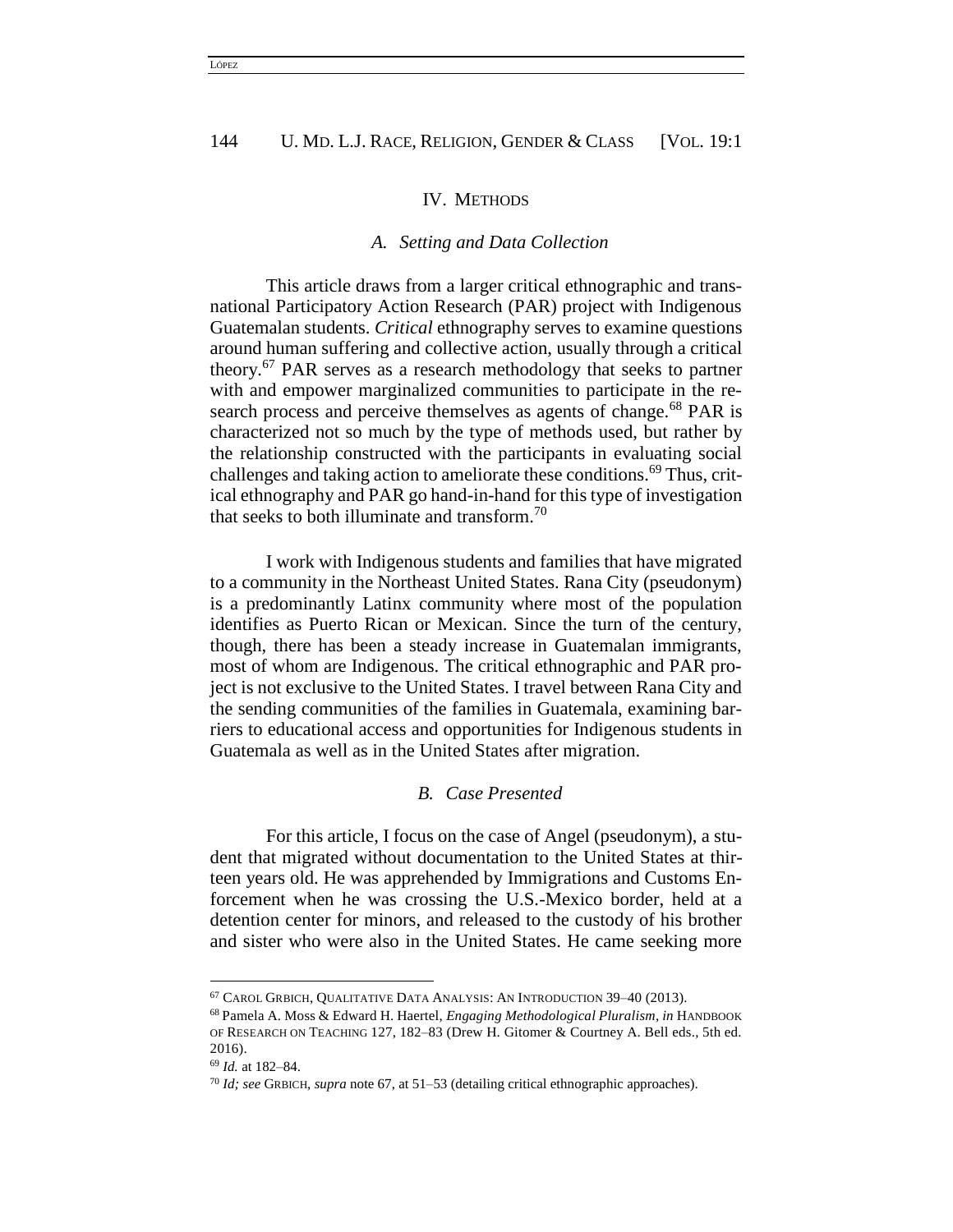## IV. METHODS

### *A. Setting and Data Collection*

This article draws from a larger critical ethnographic and transnational Participatory Action Research (PAR) project with Indigenous Guatemalan students. *Critical* ethnography serves to examine questions around human suffering and collective action, usually through a critical theory.[67] PAR serves as a research methodology that seeks to partner with and empower marginalized communities to participate in the research process and perceive themselves as agents of change.[68] PAR is characterized not so much by the type of methods used, but rather by the relationship constructed with the participants in evaluating social challenges and taking action to ameliorate these conditions.[69] Thus, critical ethnography and PAR go hand-in-hand for this type of investigation that seeks to both illuminate and transform.[70]

I work with Indigenous students and families that have migrated to a community in the Northeast United States. Rana City (pseudonym) is a predominantly Latinx community where most of the population identifies as Puerto Rican or Mexican. Since the turn of the century, though, there has been a steady increase in Guatemalan immigrants, most of whom are Indigenous. The critical ethnographic and PAR project is not exclusive to the United States. I travel between Rana City and the sending communities of the families in Guatemala, examining barriers to educational access and opportunities for Indigenous students in Guatemala as well as in the United States after migration.

### *B. Case Presented*

For this article, I focus on the case of Angel (pseudonym), a student that migrated without documentation to the United States at thirteen years old. He was apprehended by Immigrations and Customs Enforcement when he was crossing the U.S.-Mexico border, held at a detention center for minors, and released to the custody of his brother and sister who were also in the United States. He came seeking more

---

[67] CAROL GRBICH, QUALITATIVE DATA ANALYSIS: AN INTRODUCTION 39–40 (2013).

[68] Pamela A. Moss & Edward H. Haertel, *Engaging Methodological Pluralism*, *in* HANDBOOK OF RESEARCH ON TEACHING 127, 182–83 (Drew H. Gitomer & Courtney A. Bell eds., 5th ed. 2016).

[69] *Id.* at 182–84.

[70] *Id; see* GRBICH, *supra* note 67, at 51–53 (detailing critical ethnographic approaches).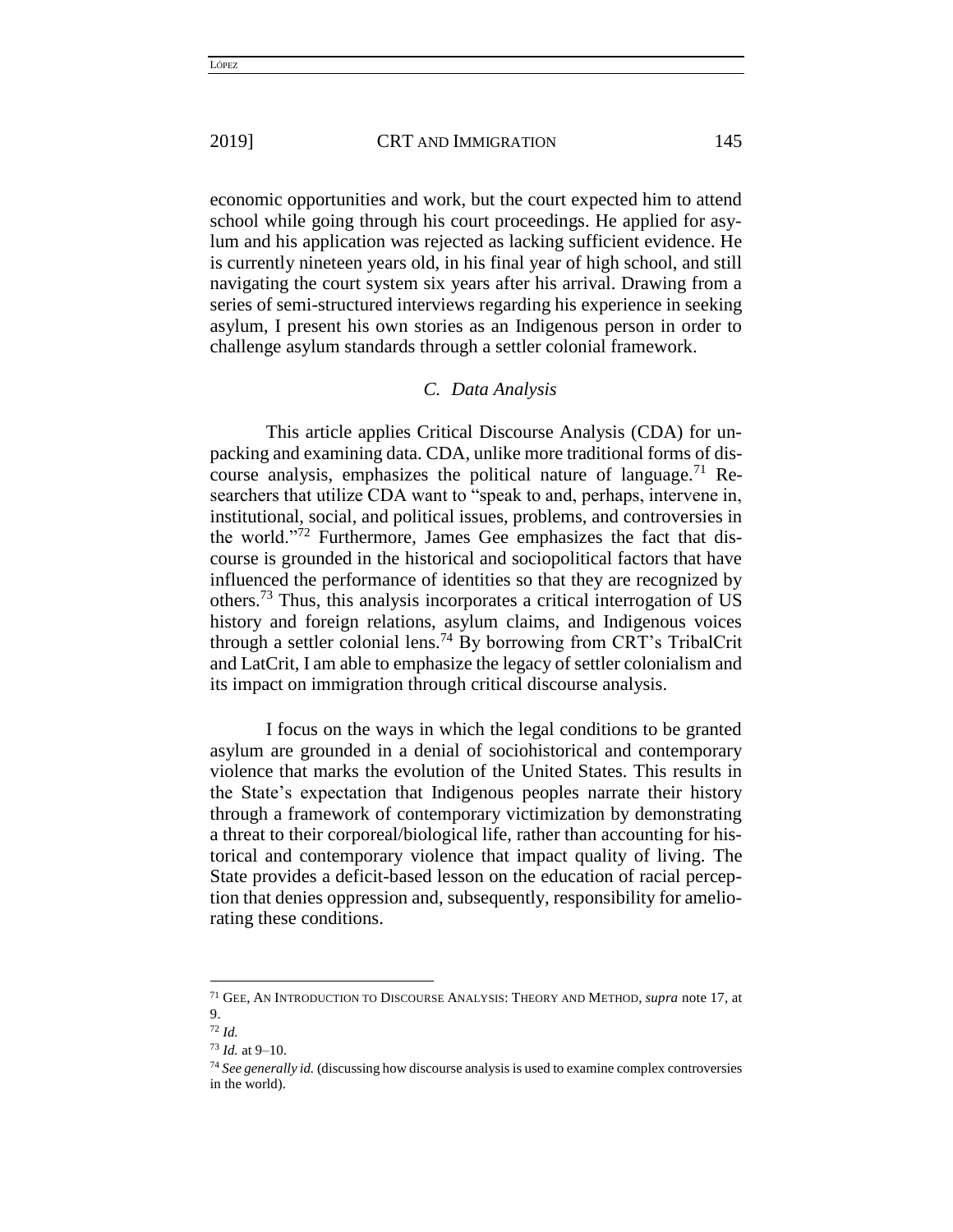economic opportunities and work, but the court expected him to attend school while going through his court proceedings. He applied for asylum and his application was rejected as lacking sufficient evidence. He is currently nineteen years old, in his final year of high school, and still navigating the court system six years after his arrival. Drawing from a series of semi-structured interviews regarding his experience in seeking asylum, I present his own stories as an Indigenous person in order to challenge asylum standards through a settler colonial framework.

### *C. Data Analysis*

This article applies Critical Discourse Analysis (CDA) for unpacking and examining data. CDA, unlike more traditional forms of discourse analysis, emphasizes the political nature of language.[71] Researchers that utilize CDA want to "speak to and, perhaps, intervene in, institutional, social, and political issues, problems, and controversies in the world."[72] Furthermore, James Gee emphasizes the fact that discourse is grounded in the historical and sociopolitical factors that have influenced the performance of identities so that they are recognized by others.[73] Thus, this analysis incorporates a critical interrogation of US history and foreign relations, asylum claims, and Indigenous voices through a settler colonial lens.[74] By borrowing from CRT's TribalCrit and LatCrit, I am able to emphasize the legacy of settler colonialism and its impact on immigration through critical discourse analysis.

I focus on the ways in which the legal conditions to be granted asylum are grounded in a denial of sociohistorical and contemporary violence that marks the evolution of the United States. This results in the State's expectation that Indigenous peoples narrate their history through a framework of contemporary victimization by demonstrating a threat to their corporeal/biological life, rather than accounting for historical and contemporary violence that impact quality of living. The State provides a deficit-based lesson on the education of racial perception that denies oppression and, subsequently, responsibility for ameliorating these conditions.

---

[71] GEE, AN INTRODUCTION TO DISCOURSE ANALYSIS: THEORY AND METHOD, *supra* note 17, at 9.

[72] *Id.*

[73] *Id.* at 9–10.

[74] *See generally id.* (discussing how discourse analysis is used to examine complex controversies in the world).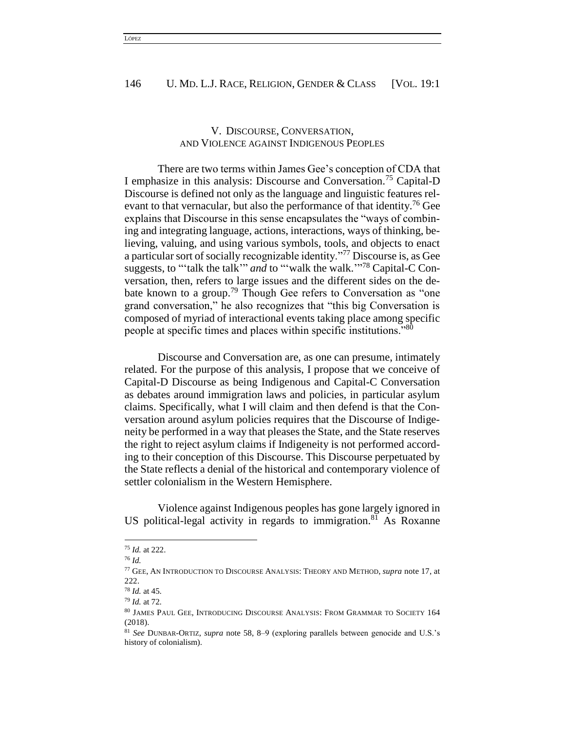## V. DISCOURSE, CONVERSATION, AND VIOLENCE AGAINST INDIGENOUS PEOPLES

There are two terms within James Gee's conception of CDA that I emphasize in this analysis: Discourse and Conversation.[75] Capital-D Discourse is defined not only as the language and linguistic features relevant to that vernacular, but also the performance of that identity.[76] Gee explains that Discourse in this sense encapsulates the "ways of combining and integrating language, actions, interactions, ways of thinking, believing, valuing, and using various symbols, tools, and objects to enact a particular sort of socially recognizable identity."[77] Discourse is, as Gee suggests, to "'talk the talk'" *and* to "'walk the walk.'"[78] Capital-C Conversation, then, refers to large issues and the different sides on the debate known to a group.[79] Though Gee refers to Conversation as "one grand conversation," he also recognizes that "this big Conversation is composed of myriad of interactional events taking place among specific people at specific times and places within specific institutions."[80]

Discourse and Conversation are, as one can presume, intimately related. For the purpose of this analysis, I propose that we conceive of Capital-D Discourse as being Indigenous and Capital-C Conversation as debates around immigration laws and policies, in particular asylum claims. Specifically, what I will claim and then defend is that the Conversation around asylum policies requires that the Discourse of Indigeneity be performed in a way that pleases the State, and the State reserves the right to reject asylum claims if Indigeneity is not performed according to their conception of this Discourse. This Discourse perpetuated by the State reflects a denial of the historical and contemporary violence of settler colonialism in the Western Hemisphere.

Violence against Indigenous peoples has gone largely ignored in US political-legal activity in regards to immigration.[81] As Roxanne

---

[75] *Id.* at 222.

[76] *Id.*

[77] GEE, AN INTRODUCTION TO DISCOURSE ANALYSIS: THEORY AND METHOD, *supra* note 17, at 222.

[78] *Id.* at 45.

[79] *Id.* at 72.

[80] JAMES PAUL GEE, INTRODUCING DISCOURSE ANALYSIS: FROM GRAMMAR TO SOCIETY 164 (2018).

[81] *See* DUNBAR-ORTIZ, *supra* note 58, 8–9 (exploring parallels between genocide and U.S.'s history of colonialism).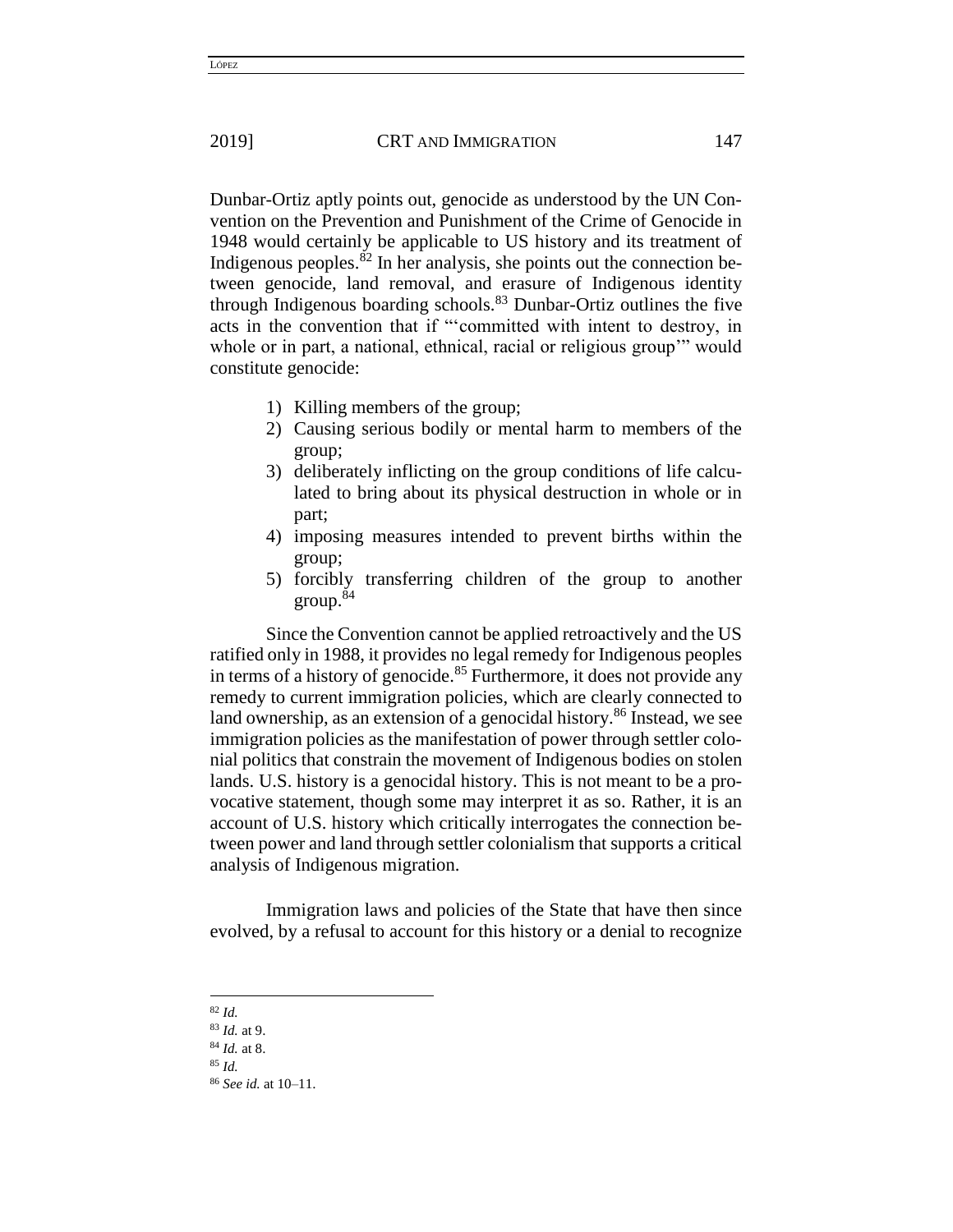Dunbar-Ortiz aptly points out, genocide as understood by the UN Convention on the Prevention and Punishment of the Crime of Genocide in 1948 would certainly be applicable to US history and its treatment of Indigenous peoples.[82] In her analysis, she points out the connection between genocide, land removal, and erasure of Indigenous identity through Indigenous boarding schools.[83] Dunbar-Ortiz outlines the five acts in the convention that if "'committed with intent to destroy, in whole or in part, a national, ethnical, racial or religious group'" would constitute genocide:

1) Killing members of the group;
2) Causing serious bodily or mental harm to members of the group;
3) deliberately inflicting on the group conditions of life calculated to bring about its physical destruction in whole or in part;
4) imposing measures intended to prevent births within the group;
5) forcibly transferring children of the group to another group.[84]

Since the Convention cannot be applied retroactively and the US ratified only in 1988, it provides no legal remedy for Indigenous peoples in terms of a history of genocide.[85] Furthermore, it does not provide any remedy to current immigration policies, which are clearly connected to land ownership, as an extension of a genocidal history.[86] Instead, we see immigration policies as the manifestation of power through settler colonial politics that constrain the movement of Indigenous bodies on stolen lands. U.S. history is a genocidal history. This is not meant to be a provocative statement, though some may interpret it as so. Rather, it is an account of U.S. history which critically interrogates the connection between power and land through settler colonialism that supports a critical analysis of Indigenous migration.

Immigration laws and policies of the State that have then since evolved, by a refusal to account for this history or a denial to recognize

---

[82] *Id.*

[83] *Id.* at 9.

[84] *Id.* at 8.

[85] *Id.*

[86] *See id.* at 10–11.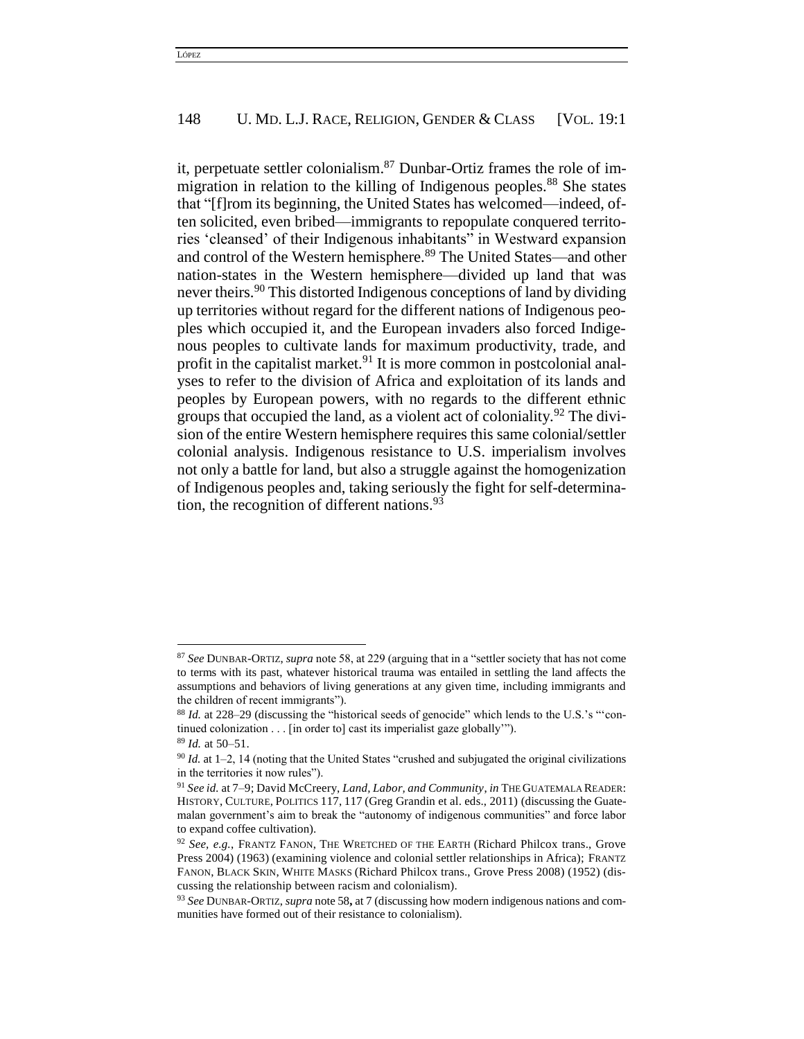it, perpetuate settler colonialism.[87] Dunbar-Ortiz frames the role of immigration in relation to the killing of Indigenous peoples.[88] She states that "[f]rom its beginning, the United States has welcomed—indeed, often solicited, even bribed—immigrants to repopulate conquered territories 'cleansed' of their Indigenous inhabitants" in Westward expansion and control of the Western hemisphere.[89] The United States—and other nation-states in the Western hemisphere—divided up land that was never theirs.[90] This distorted Indigenous conceptions of land by dividing up territories without regard for the different nations of Indigenous peoples which occupied it, and the European invaders also forced Indigenous peoples to cultivate lands for maximum productivity, trade, and profit in the capitalist market.[91] It is more common in postcolonial analyses to refer to the division of Africa and exploitation of its lands and peoples by European powers, with no regards to the different ethnic groups that occupied the land, as a violent act of coloniality.[92] The division of the entire Western hemisphere requires this same colonial/settler colonial analysis. Indigenous resistance to U.S. imperialism involves not only a battle for land, but also a struggle against the homogenization of Indigenous peoples and, taking seriously the fight for self-determination, the recognition of different nations.[93]

---

[87] *See* DUNBAR-ORTIZ, *supra* note 58, at 229 (arguing that in a "settler society that has not come to terms with its past, whatever historical trauma was entailed in settling the land affects the assumptions and behaviors of living generations at any given time, including immigrants and the children of recent immigrants").

[88] *Id.* at 228–29 (discussing the "historical seeds of genocide" which lends to the U.S.'s "'continued colonization . . . [in order to] cast its imperialist gaze globally'").

[89] *Id.* at 50–51.

[90] *Id.* at 1–2, 14 (noting that the United States "crushed and subjugated the original civilizations in the territories it now rules").

[91] *See id.* at 7–9; David McCreery, *Land, Labor, and Community*, *in* THE GUATEMALA READER: HISTORY, CULTURE, POLITICS 117, 117 (Greg Grandin et al. eds., 2011) (discussing the Guatemalan government's aim to break the "autonomy of indigenous communities" and force labor to expand coffee cultivation).

[92] *See, e.g.*, FRANTZ FANON, THE WRETCHED OF THE EARTH (Richard Philcox trans., Grove Press 2004) (1963) (examining violence and colonial settler relationships in Africa); FRANTZ FANON, BLACK SKIN, WHITE MASKS (Richard Philcox trans., Grove Press 2008) (1952) (discussing the relationship between racism and colonialism).

[93] *See* DUNBAR-ORTIZ, *supra* note 58**,** at 7 (discussing how modern indigenous nations and communities have formed out of their resistance to colonialism).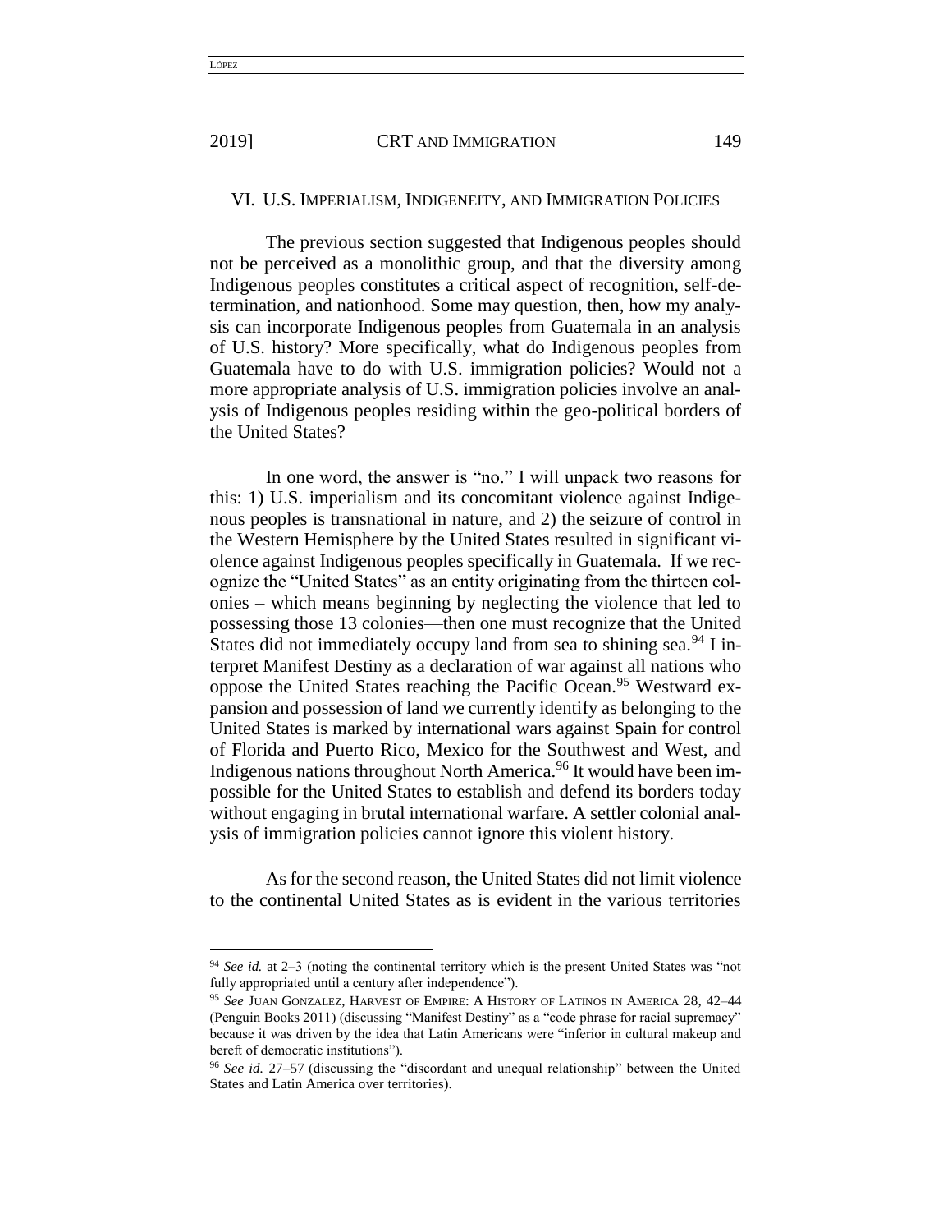## VI. U.S. IMPERIALISM, INDIGENEITY, AND IMMIGRATION POLICIES

The previous section suggested that Indigenous peoples should not be perceived as a monolithic group, and that the diversity among Indigenous peoples constitutes a critical aspect of recognition, self-determination, and nationhood. Some may question, then, how my analysis can incorporate Indigenous peoples from Guatemala in an analysis of U.S. history? More specifically, what do Indigenous peoples from Guatemala have to do with U.S. immigration policies? Would not a more appropriate analysis of U.S. immigration policies involve an analysis of Indigenous peoples residing within the geo-political borders of the United States?

In one word, the answer is "no." I will unpack two reasons for this: 1) U.S. imperialism and its concomitant violence against Indigenous peoples is transnational in nature, and 2) the seizure of control in the Western Hemisphere by the United States resulted in significant violence against Indigenous peoples specifically in Guatemala. If we recognize the "United States" as an entity originating from the thirteen colonies – which means beginning by neglecting the violence that led to possessing those 13 colonies—then one must recognize that the United States did not immediately occupy land from sea to shining sea.[94] I interpret Manifest Destiny as a declaration of war against all nations who oppose the United States reaching the Pacific Ocean.[95] Westward expansion and possession of land we currently identify as belonging to the United States is marked by international wars against Spain for control of Florida and Puerto Rico, Mexico for the Southwest and West, and Indigenous nations throughout North America.[96] It would have been impossible for the United States to establish and defend its borders today without engaging in brutal international warfare. A settler colonial analysis of immigration policies cannot ignore this violent history.

As for the second reason, the United States did not limit violence to the continental United States as is evident in the various territories

---

[94] *See id.* at 2–3 (noting the continental territory which is the present United States was "not fully appropriated until a century after independence").

[95] *See* JUAN GONZALEZ, HARVEST OF EMPIRE: A HISTORY OF LATINOS IN AMERICA 28, 42–44 (Penguin Books 2011) (discussing "Manifest Destiny" as a "code phrase for racial supremacy" because it was driven by the idea that Latin Americans were "inferior in cultural makeup and bereft of democratic institutions").

[96] *See id.* 27–57 (discussing the "discordant and unequal relationship" between the United States and Latin America over territories).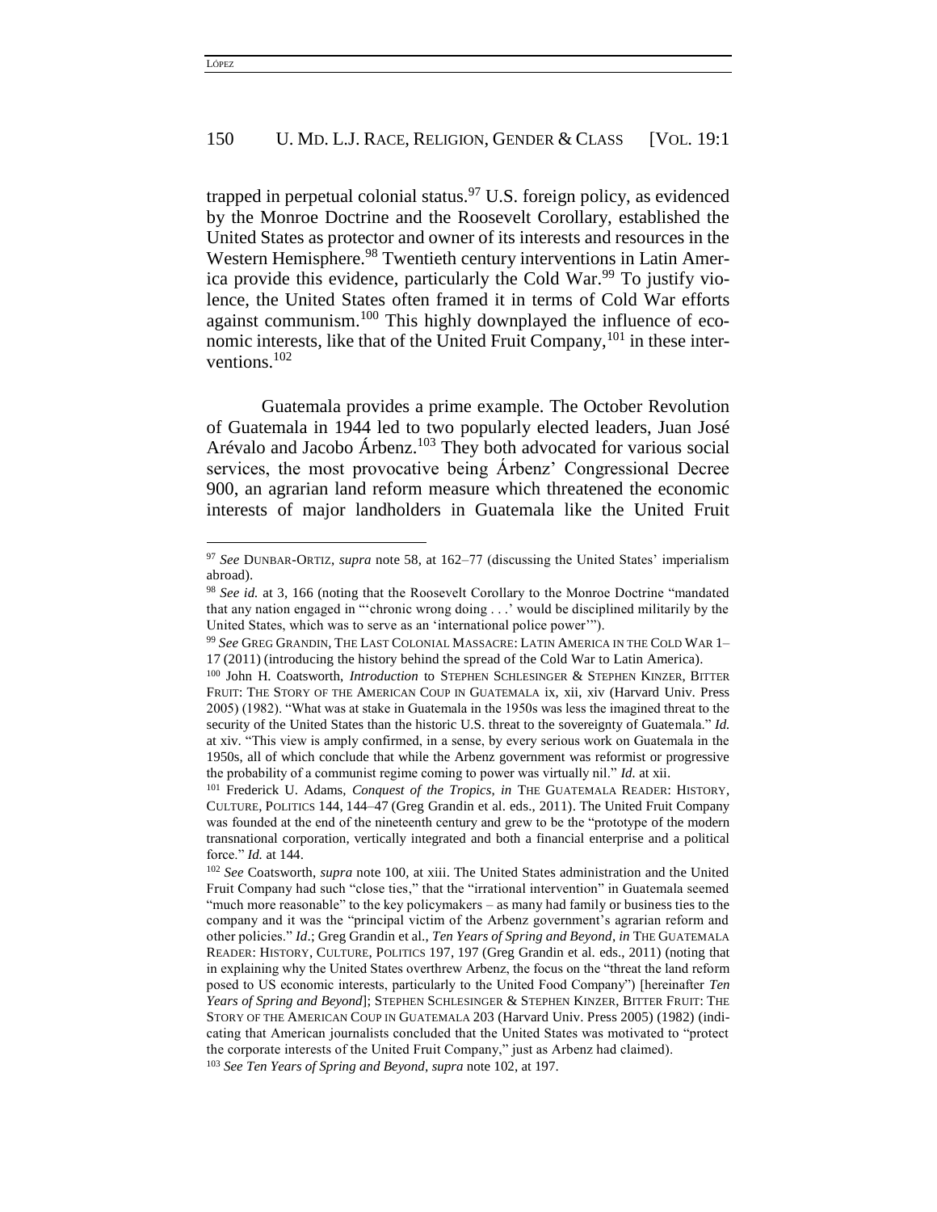trapped in perpetual colonial status.[97] U.S. foreign policy, as evidenced by the Monroe Doctrine and the Roosevelt Corollary, established the United States as protector and owner of its interests and resources in the Western Hemisphere.[98] Twentieth century interventions in Latin America provide this evidence, particularly the Cold War.[99] To justify violence, the United States often framed it in terms of Cold War efforts against communism.[100] This highly downplayed the influence of economic interests, like that of the United Fruit Company,[101] in these interventions.[102]

Guatemala provides a prime example. The October Revolution of Guatemala in 1944 led to two popularly elected leaders, Juan José Arévalo and Jacobo Árbenz.[103] They both advocated for various social services, the most provocative being Árbenz' Congressional Decree 900, an agrarian land reform measure which threatened the economic interests of major landholders in Guatemala like the United Fruit

---

[97] *See* DUNBAR-ORTIZ, *supra* note 58, at 162–77 (discussing the United States' imperialism abroad).

[98] *See id.* at 3, 166 (noting that the Roosevelt Corollary to the Monroe Doctrine "mandated that any nation engaged in "'chronic wrong doing . . .' would be disciplined militarily by the United States, which was to serve as an 'international police power'").

[99] *See* GREG GRANDIN, THE LAST COLONIAL MASSACRE: LATIN AMERICA IN THE COLD WAR 1–17 (2011) (introducing the history behind the spread of the Cold War to Latin America).

[100] John H. Coatsworth, *Introduction* to STEPHEN SCHLESINGER & STEPHEN KINZER, BITTER FRUIT: THE STORY OF THE AMERICAN COUP IN GUATEMALA ix, xii, xiv (Harvard Univ. Press 2005) (1982). "What was at stake in Guatemala in the 1950s was less the imagined threat to the security of the United States than the historic U.S. threat to the sovereignty of Guatemala." *Id.* at xiv. "This view is amply confirmed, in a sense, by every serious work on Guatemala in the 1950s, all of which conclude that while the Arbenz government was reformist or progressive the probability of a communist regime coming to power was virtually nil." *Id.* at xii.

[101] Frederick U. Adams, *Conquest of the Tropics*, *in* THE GUATEMALA READER: HISTORY, CULTURE, POLITICS 144, 144–47 (Greg Grandin et al. eds., 2011). The United Fruit Company was founded at the end of the nineteenth century and grew to be the "prototype of the modern transnational corporation, vertically integrated and both a financial enterprise and a political force." *Id.* at 144.

[102] *See* Coatsworth, *supra* note 100, at xiii. The United States administration and the United Fruit Company had such "close ties," that the "irrational intervention" in Guatemala seemed "much more reasonable" to the key policymakers – as many had family or business ties to the company and it was the "principal victim of the Arbenz government's agrarian reform and other policies." *Id*.; Greg Grandin et al., *Ten Years of Spring and Beyond*, *in* THE GUATEMALA READER: HISTORY, CULTURE, POLITICS 197, 197 (Greg Grandin et al. eds., 2011) (noting that in explaining why the United States overthrew Arbenz, the focus on the "threat the land reform posed to US economic interests, particularly to the United Food Company") [hereinafter *Ten Years of Spring and Beyond*]; STEPHEN SCHLESINGER & STEPHEN KINZER, BITTER FRUIT: THE STORY OF THE AMERICAN COUP IN GUATEMALA 203 (Harvard Univ. Press 2005) (1982) (indicating that American journalists concluded that the United States was motivated to "protect the corporate interests of the United Fruit Company," just as Arbenz had claimed).

[103] *See Ten Years of Spring and Beyond*, *supra* note 102, at 197.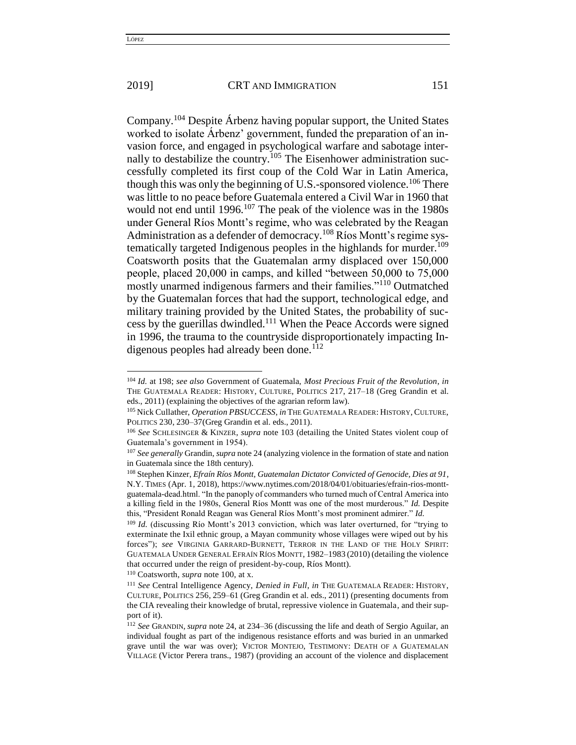Company.[104] Despite Árbenz having popular support, the United States worked to isolate Árbenz' government, funded the preparation of an invasion force, and engaged in psychological warfare and sabotage internally to destabilize the country.[105] The Eisenhower administration successfully completed its first coup of the Cold War in Latin America, though this was only the beginning of U.S.-sponsored violence.[106] There was little to no peace before Guatemala entered a Civil War in 1960 that would not end until 1996.[107] The peak of the violence was in the 1980s under General Ríos Montt's regime, who was celebrated by the Reagan Administration as a defender of democracy.[108] Ríos Montt's regime systematically targeted Indigenous peoples in the highlands for murder.[109] Coatsworth posits that the Guatemalan army displaced over 150,000 people, placed 20,000 in camps, and killed "between 50,000 to 75,000 mostly unarmed indigenous farmers and their families."[110] Outmatched by the Guatemalan forces that had the support, technological edge, and military training provided by the United States, the probability of success by the guerillas dwindled.[111] When the Peace Accords were signed in 1996, the trauma to the countryside disproportionately impacting Indigenous peoples had already been done.[112]

---

[104] *Id.* at 198; *see also* Government of Guatemala, *Most Precious Fruit of the Revolution*, *in* THE GUATEMALA READER: HISTORY, CULTURE, POLITICS 217, 217–18 (Greg Grandin et al. eds., 2011) (explaining the objectives of the agrarian reform law).

[105] Nick Cullather, *Operation PBSUCCESS*, *in* THE GUATEMALA READER: HISTORY, CULTURE, POLITICS 230, 230–37(Greg Grandin et al. eds., 2011).

[106] *See* SCHLESINGER & KINZER, *supra* note 103 (detailing the United States violent coup of Guatemala's government in 1954).

[107] *See generally* Grandin, *supra* note 24 (analyzing violence in the formation of state and nation in Guatemala since the 18th century).

[108] Stephen Kinzer, *Efraín Ríos Montt, Guatemalan Dictator Convicted of Genocide, Dies at 91*, N.Y. TIMES (Apr. 1, 2018), https://www.nytimes.com/2018/04/01/obituaries/efrain-rios-montt-guatemala-dead.html. "In the panoply of commanders who turned much of Central America into a killing field in the 1980s, General Ríos Montt was one of the most murderous." *Id.* Despite this, "President Ronald Reagan was General Ríos Montt's most prominent admirer." *Id.*

[109] *Id.* (discussing Río Montt's 2013 conviction, which was later overturned, for "trying to exterminate the Ixil ethnic group, a Mayan community whose villages were wiped out by his forces"); *see* VIRGINIA GARRARD-BURNETT, TERROR IN THE LAND OF THE HOLY SPIRIT: GUATEMALA UNDER GENERAL EFRAÍN RÍOS MONTT, 1982–1983 (2010) (detailing the violence that occurred under the reign of president-by-coup, Ríos Montt).

[110] Coatsworth, *supra* note 100, at x.

[111] *See* Central Intelligence Agency, *Denied in Full*, *in* THE GUATEMALA READER: HISTORY, CULTURE, POLITICS 256, 259–61 (Greg Grandin et al. eds., 2011) (presenting documents from the CIA revealing their knowledge of brutal, repressive violence in Guatemala, and their support of it).

[112] *See* GRANDIN, *supra* note 24, at 234–36 (discussing the life and death of Sergio Aguilar, an individual fought as part of the indigenous resistance efforts and was buried in an unmarked grave until the war was over); VICTOR MONTEJO, TESTIMONY: DEATH OF A GUATEMALAN VILLAGE (Victor Perera trans., 1987) (providing an account of the violence and displacement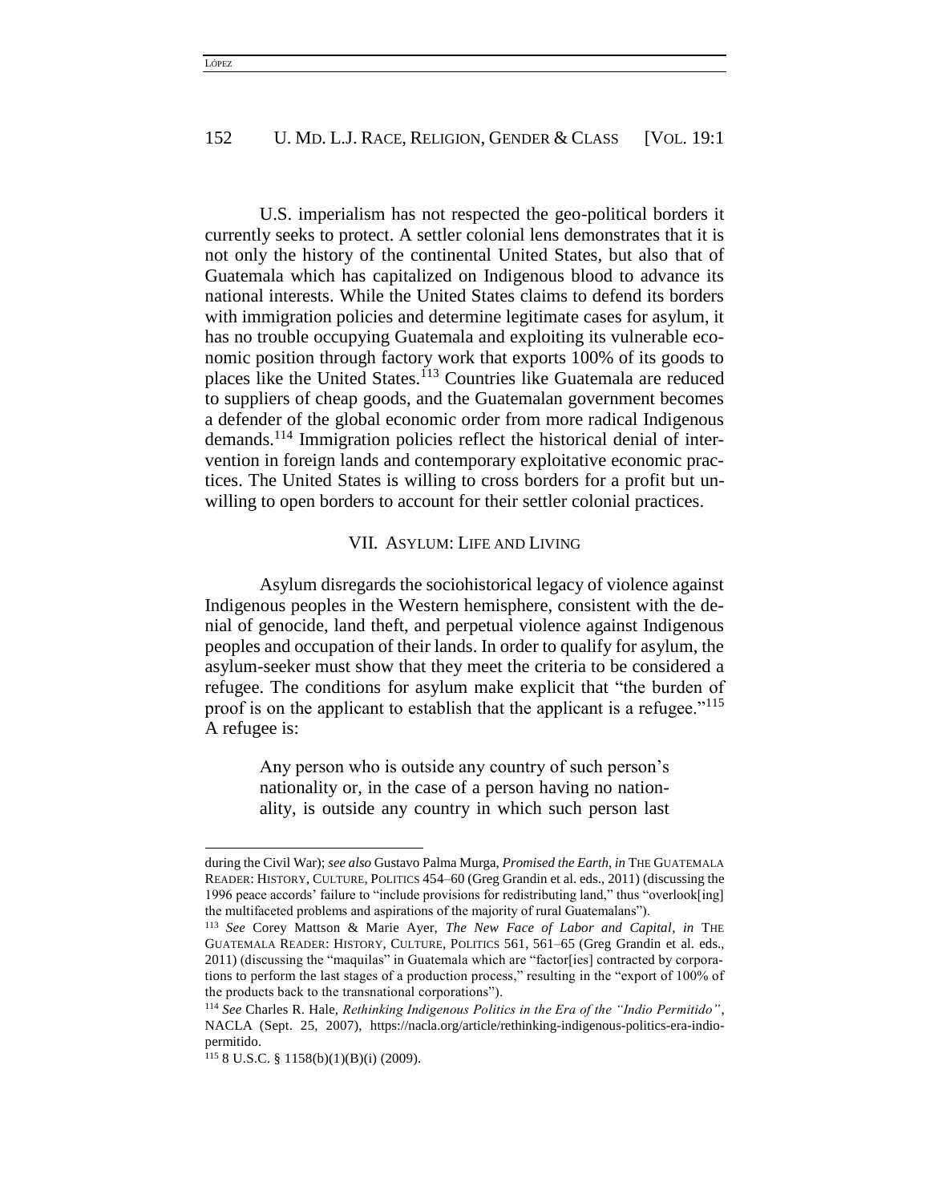U.S. imperialism has not respected the geo-political borders it currently seeks to protect. A settler colonial lens demonstrates that it is not only the history of the continental United States, but also that of Guatemala which has capitalized on Indigenous blood to advance its national interests. While the United States claims to defend its borders with immigration policies and determine legitimate cases for asylum, it has no trouble occupying Guatemala and exploiting its vulnerable economic position through factory work that exports 100% of its goods to places like the United States.[113] Countries like Guatemala are reduced to suppliers of cheap goods, and the Guatemalan government becomes a defender of the global economic order from more radical Indigenous demands.[114] Immigration policies reflect the historical denial of intervention in foreign lands and contemporary exploitative economic practices. The United States is willing to cross borders for a profit but unwilling to open borders to account for their settler colonial practices.

## VII. ASYLUM: LIFE AND LIVING

Asylum disregards the sociohistorical legacy of violence against Indigenous peoples in the Western hemisphere, consistent with the denial of genocide, land theft, and perpetual violence against Indigenous peoples and occupation of their lands. In order to qualify for asylum, the asylum-seeker must show that they meet the criteria to be considered a refugee. The conditions for asylum make explicit that "the burden of proof is on the applicant to establish that the applicant is a refugee."[115] A refugee is:

> Any person who is outside any country of such person's nationality or, in the case of a person having no nationality, is outside any country in which such person last

---

during the Civil War); *see also* Gustavo Palma Murga, *Promised the Earth*, *in* THE GUATEMALA READER: HISTORY, CULTURE, POLITICS 454–60 (Greg Grandin et al. eds., 2011) (discussing the 1996 peace accords' failure to "include provisions for redistributing land," thus "overlook[ing] the multifaceted problems and aspirations of the majority of rural Guatemalans").

[113] *See* Corey Mattson & Marie Ayer, *The New Face of Labor and Capital*, *in* THE GUATEMALA READER: HISTORY, CULTURE, POLITICS 561, 561–65 (Greg Grandin et al. eds., 2011) (discussing the "maquilas" in Guatemala which are "factor[ies] contracted by corporations to perform the last stages of a production process," resulting in the "export of 100% of the products back to the transnational corporations").

[114] *See* Charles R. Hale, *Rethinking Indigenous Politics in the Era of the "Indio Permitido"*, NACLA (Sept. 25, 2007), https://nacla.org/article/rethinking-indigenous-politics-era-indio-permitido.

[115] 8 U.S.C. § 1158(b)(1)(B)(i) (2009).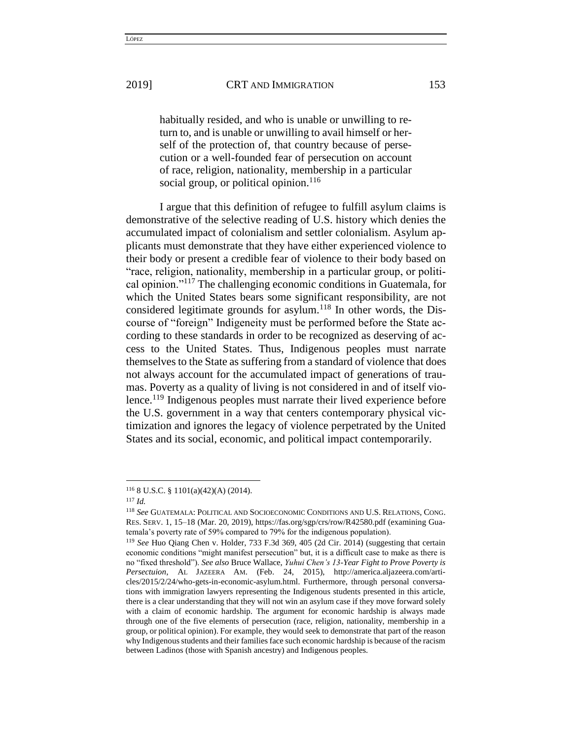> habitually resided, and who is unable or unwilling to return to, and is unable or unwilling to avail himself or herself of the protection of, that country because of persecution or a well-founded fear of persecution on account of race, religion, nationality, membership in a particular social group, or political opinion.[116]

I argue that this definition of refugee to fulfill asylum claims is demonstrative of the selective reading of U.S. history which denies the accumulated impact of colonialism and settler colonialism. Asylum applicants must demonstrate that they have either experienced violence to their body or present a credible fear of violence to their body based on "race, religion, nationality, membership in a particular group, or political opinion."[117] The challenging economic conditions in Guatemala, for which the United States bears some significant responsibility, are not considered legitimate grounds for asylum.[118] In other words, the Discourse of "foreign" Indigeneity must be performed before the State according to these standards in order to be recognized as deserving of access to the United States. Thus, Indigenous peoples must narrate themselves to the State as suffering from a standard of violence that does not always account for the accumulated impact of generations of traumas. Poverty as a quality of living is not considered in and of itself violence.[119] Indigenous peoples must narrate their lived experience before the U.S. government in a way that centers contemporary physical victimization and ignores the legacy of violence perpetrated by the United States and its social, economic, and political impact contemporarily.

---

[116] 8 U.S.C. § 1101(a)(42)(A) (2014).

[117] *Id.*

[118] *See* GUATEMALA: POLITICAL AND SOCIOECONOMIC CONDITIONS AND U.S. RELATIONS, CONG. RES. SERV. 1, 15–18 (Mar. 20, 2019), https://fas.org/sgp/crs/row/R42580.pdf (examining Guatemala's poverty rate of 59% compared to 79% for the indigenous population).

[119] *See* Huo Qiang Chen v. Holder, 733 F.3d 369, 405 (2d Cir. 2014) (suggesting that certain economic conditions "might manifest persecution" but, it is a difficult case to make as there is no "fixed threshold"). *See also* Bruce Wallace, *Yuhui Chen's 13-Year Fight to Prove Poverty is Persectuion*, AL JAZEERA AM. (Feb. 24, 2015), http://america.aljazeera.com/articles/2015/2/24/who-gets-in-economic-asylum.html. Furthermore, through personal conversations with immigration lawyers representing the Indigenous students presented in this article, there is a clear understanding that they will not win an asylum case if they move forward solely with a claim of economic hardship. The argument for economic hardship is always made through one of the five elements of persecution (race, religion, nationality, membership in a group, or political opinion). For example, they would seek to demonstrate that part of the reason why Indigenous students and their families face such economic hardship is because of the racism between Ladinos (those with Spanish ancestry) and Indigenous peoples.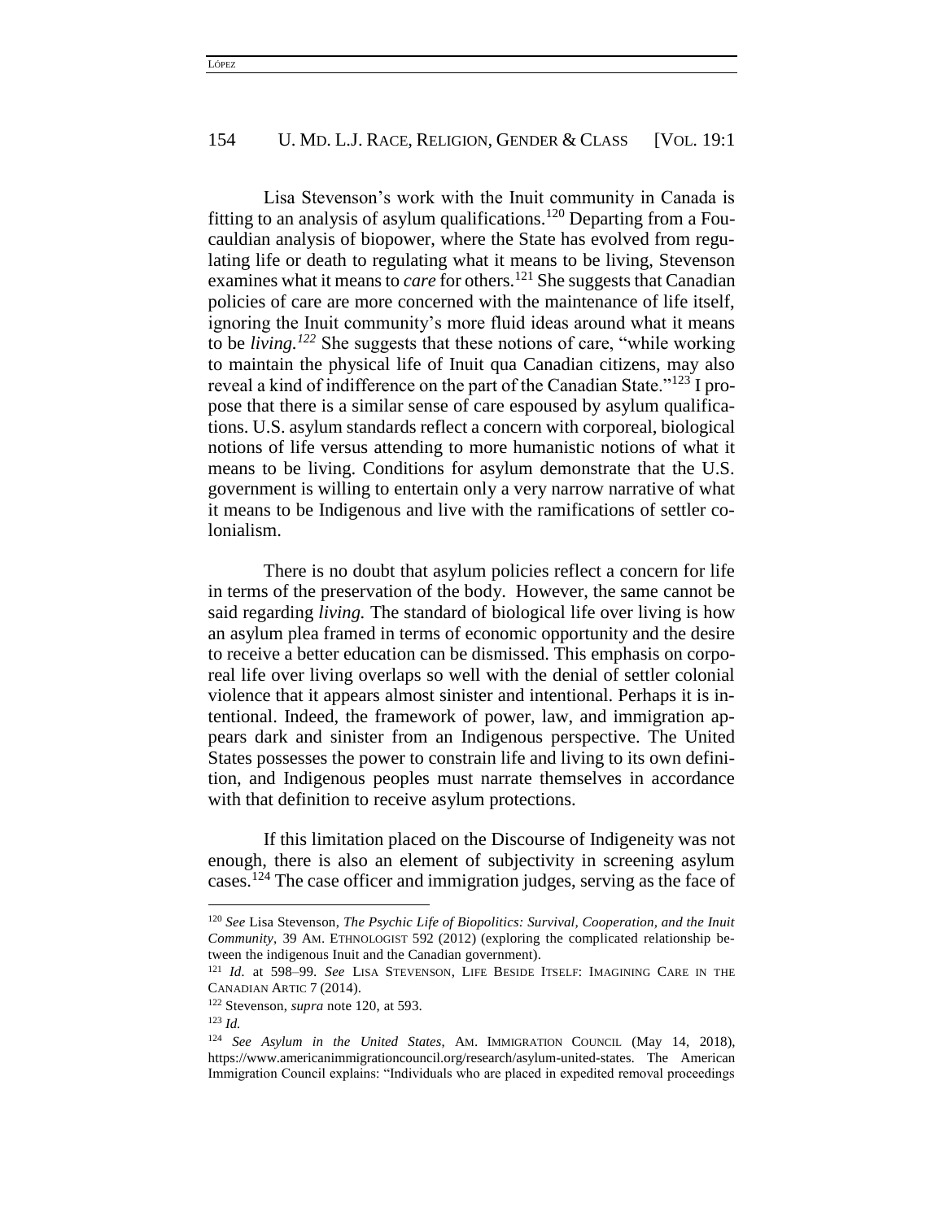Lisa Stevenson's work with the Inuit community in Canada is fitting to an analysis of asylum qualifications.[120] Departing from a Foucauldian analysis of biopower, where the State has evolved from regulating life or death to regulating what it means to be living, Stevenson examines what it means to *care* for others.[121] She suggests that Canadian policies of care are more concerned with the maintenance of life itself, ignoring the Inuit community's more fluid ideas around what it means to be *living.*[122] She suggests that these notions of care, "while working to maintain the physical life of Inuit qua Canadian citizens, may also reveal a kind of indifference on the part of the Canadian State."[123] I propose that there is a similar sense of care espoused by asylum qualifications. U.S. asylum standards reflect a concern with corporeal, biological notions of life versus attending to more humanistic notions of what it means to be living. Conditions for asylum demonstrate that the U.S. government is willing to entertain only a very narrow narrative of what it means to be Indigenous and live with the ramifications of settler colonialism.

There is no doubt that asylum policies reflect a concern for life in terms of the preservation of the body. However, the same cannot be said regarding *living.* The standard of biological life over living is how an asylum plea framed in terms of economic opportunity and the desire to receive a better education can be dismissed. This emphasis on corporeal life over living overlaps so well with the denial of settler colonial violence that it appears almost sinister and intentional. Perhaps it is intentional. Indeed, the framework of power, law, and immigration appears dark and sinister from an Indigenous perspective. The United States possesses the power to constrain life and living to its own definition, and Indigenous peoples must narrate themselves in accordance with that definition to receive asylum protections.

If this limitation placed on the Discourse of Indigeneity was not enough, there is also an element of subjectivity in screening asylum cases.[124] The case officer and immigration judges, serving as the face of

---

[120] *See* Lisa Stevenson, *The Psychic Life of Biopolitics: Survival, Cooperation, and the Inuit Community*, 39 AM. ETHNOLOGIST 592 (2012) (exploring the complicated relationship between the indigenous Inuit and the Canadian government).

[121] *Id.* at 598–99. *See* LISA STEVENSON, LIFE BESIDE ITSELF: IMAGINING CARE IN THE CANADIAN ARTIC 7 (2014).

[122] Stevenson, *supra* note 120, at 593.

[123] *Id.*

[124] *See Asylum in the United States*, AM. IMMIGRATION COUNCIL (May 14, 2018), https://www.americanimmigrationcouncil.org/research/asylum-united-states. The American Immigration Council explains: "Individuals who are placed in expedited removal proceedings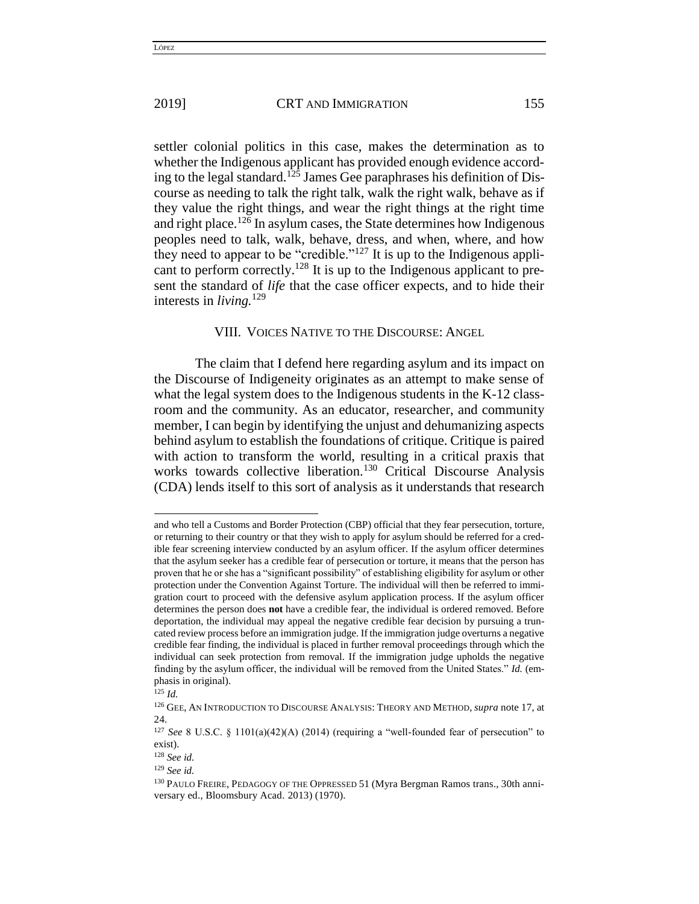settler colonial politics in this case, makes the determination as to whether the Indigenous applicant has provided enough evidence according to the legal standard.[125] James Gee paraphrases his definition of Discourse as needing to talk the right talk, walk the right walk, behave as if they value the right things, and wear the right things at the right time and right place.[126] In asylum cases, the State determines how Indigenous peoples need to talk, walk, behave, dress, and when, where, and how they need to appear to be "credible."[127] It is up to the Indigenous applicant to perform correctly.[128] It is up to the Indigenous applicant to present the standard of *life* that the case officer expects, and to hide their interests in *living.*[129]

## VIII. VOICES NATIVE TO THE DISCOURSE: ANGEL

The claim that I defend here regarding asylum and its impact on the Discourse of Indigeneity originates as an attempt to make sense of what the legal system does to the Indigenous students in the K-12 classroom and the community. As an educator, researcher, and community member, I can begin by identifying the unjust and dehumanizing aspects behind asylum to establish the foundations of critique. Critique is paired with action to transform the world, resulting in a critical praxis that works towards collective liberation.[130] Critical Discourse Analysis (CDA) lends itself to this sort of analysis as it understands that research

---

and who tell a Customs and Border Protection (CBP) official that they fear persecution, torture, or returning to their country or that they wish to apply for asylum should be referred for a credible fear screening interview conducted by an asylum officer. If the asylum officer determines that the asylum seeker has a credible fear of persecution or torture, it means that the person has proven that he or she has a "significant possibility" of establishing eligibility for asylum or other protection under the Convention Against Torture. The individual will then be referred to immigration court to proceed with the defensive asylum application process. If the asylum officer determines the person does **not** have a credible fear, the individual is ordered removed. Before deportation, the individual may appeal the negative credible fear decision by pursuing a truncated review process before an immigration judge. If the immigration judge overturns a negative credible fear finding, the individual is placed in further removal proceedings through which the individual can seek protection from removal. If the immigration judge upholds the negative finding by the asylum officer, the individual will be removed from the United States." *Id.* (emphasis in original).

[125] *Id.*

[126] GEE, AN INTRODUCTION TO DISCOURSE ANALYSIS: THEORY AND METHOD, *supra* note 17, at 24.

[127] *See* 8 U.S.C. § 1101(a)(42)(A) (2014) (requiring a "well-founded fear of persecution" to exist).

[128] *See id.*

[129] *See id.*

[130] PAULO FREIRE, PEDAGOGY OF THE OPPRESSED 51 (Myra Bergman Ramos trans., 30th anniversary ed., Bloomsbury Acad. 2013) (1970).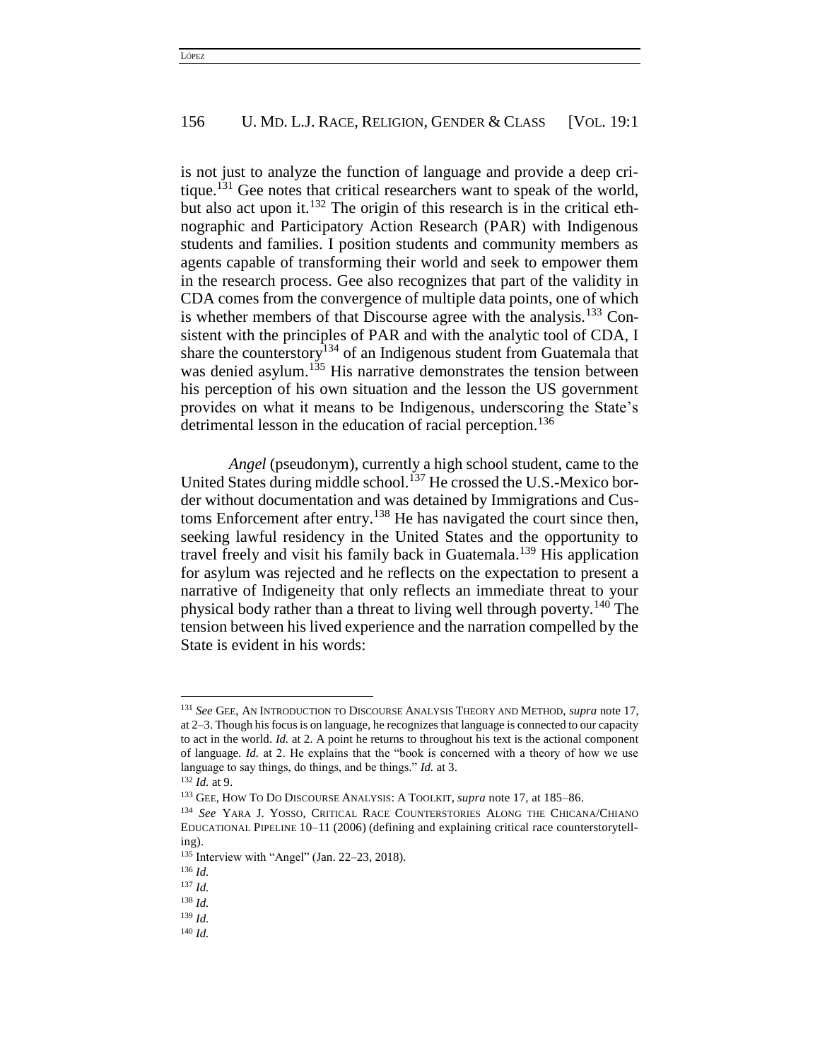is not just to analyze the function of language and provide a deep critique.[131] Gee notes that critical researchers want to speak of the world, but also act upon it.[132] The origin of this research is in the critical ethnographic and Participatory Action Research (PAR) with Indigenous students and families. I position students and community members as agents capable of transforming their world and seek to empower them in the research process. Gee also recognizes that part of the validity in CDA comes from the convergence of multiple data points, one of which is whether members of that Discourse agree with the analysis.[133] Consistent with the principles of PAR and with the analytic tool of CDA, I share the counterstory[134] of an Indigenous student from Guatemala that was denied asylum.[135] His narrative demonstrates the tension between his perception of his own situation and the lesson the US government provides on what it means to be Indigenous, underscoring the State's detrimental lesson in the education of racial perception.[136]

*Angel* (pseudonym), currently a high school student, came to the United States during middle school.[137] He crossed the U.S.-Mexico border without documentation and was detained by Immigrations and Customs Enforcement after entry.[138] He has navigated the court since then, seeking lawful residency in the United States and the opportunity to travel freely and visit his family back in Guatemala.[139] His application for asylum was rejected and he reflects on the expectation to present a narrative of Indigeneity that only reflects an immediate threat to your physical body rather than a threat to living well through poverty.[140] The tension between his lived experience and the narration compelled by the State is evident in his words:

---

[131] *See* GEE, AN INTRODUCTION TO DISCOURSE ANALYSIS THEORY AND METHOD, *supra* note 17, at 2–3. Though his focus is on language, he recognizes that language is connected to our capacity to act in the world. *Id.* at 2. A point he returns to throughout his text is the actional component of language. *Id.* at 2. He explains that the "book is concerned with a theory of how we use language to say things, do things, and be things." *Id.* at 3.

[132] *Id.* at 9.

[133] GEE, HOW TO DO DISCOURSE ANALYSIS: A TOOLKIT, *supra* note 17, at 185–86.

[134] *See* YARA J. YOSSO, CRITICAL RACE COUNTERSTORIES ALONG THE CHICANA/CHIANO EDUCATIONAL PIPELINE 10–11 (2006) (defining and explaining critical race counterstorytelling).

[135] Interview with "Angel" (Jan. 22–23, 2018).

[136] *Id.*

[137] *Id.*

[138] *Id.*

[139] *Id.*

[140] *Id.*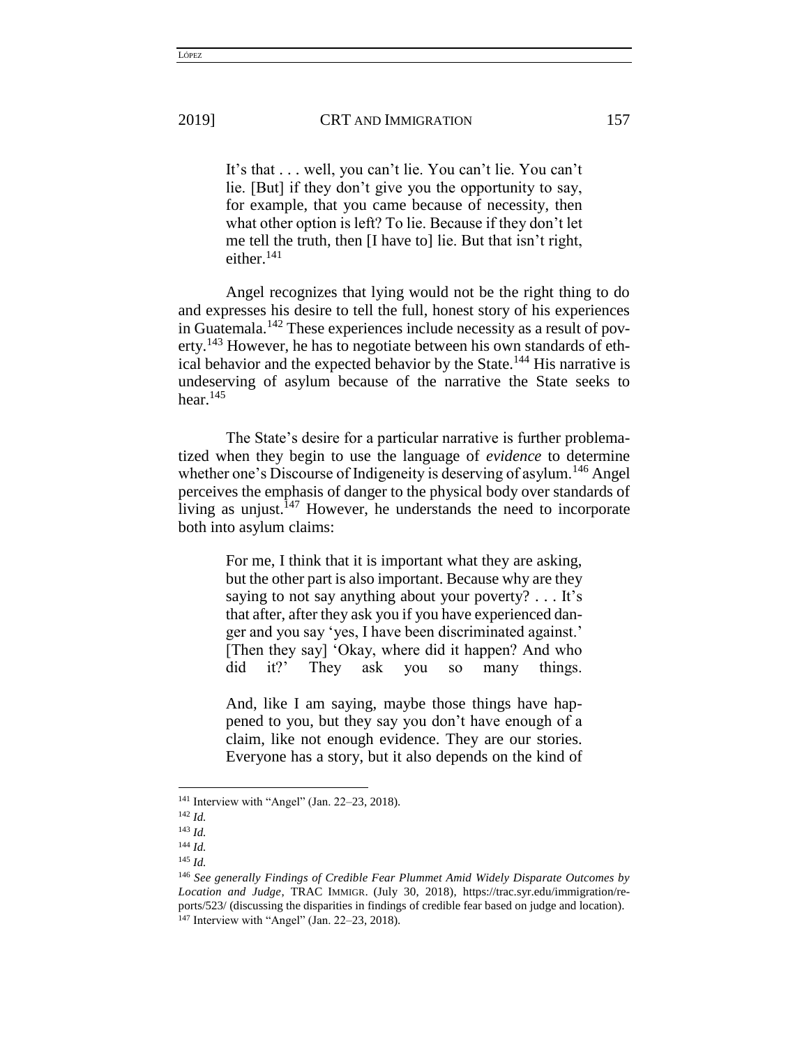> It's that . . . well, you can't lie. You can't lie. You can't lie. [But] if they don't give you the opportunity to say, for example, that you came because of necessity, then what other option is left? To lie. Because if they don't let me tell the truth, then [I have to] lie. But that isn't right, either.[141]

Angel recognizes that lying would not be the right thing to do and expresses his desire to tell the full, honest story of his experiences in Guatemala.[142] These experiences include necessity as a result of poverty.[143] However, he has to negotiate between his own standards of ethical behavior and the expected behavior by the State.[144] His narrative is undeserving of asylum because of the narrative the State seeks to hear.[145]

The State's desire for a particular narrative is further problematized when they begin to use the language of *evidence* to determine whether one's Discourse of Indigeneity is deserving of asylum.[146] Angel perceives the emphasis of danger to the physical body over standards of living as unjust.[147] However, he understands the need to incorporate both into asylum claims:

> For me, I think that it is important what they are asking, but the other part is also important. Because why are they saying to not say anything about your poverty? . . . It's that after, after they ask you if you have experienced danger and you say 'yes, I have been discriminated against.' [Then they say] 'Okay, where did it happen? And who did it?' They ask you so many things.
>
> And, like I am saying, maybe those things have happened to you, but they say you don't have enough of a claim, like not enough evidence. They are our stories. Everyone has a story, but it also depends on the kind of

---

[141] Interview with "Angel" (Jan. 22–23, 2018).

[142] *Id.*

[143] *Id.*

[144] *Id.*

[145] *Id.*

[146] *See generally Findings of Credible Fear Plummet Amid Widely Disparate Outcomes by Location and Judge*, TRAC IMMIGR. (July 30, 2018), https://trac.syr.edu/immigration/reports/523/ (discussing the disparities in findings of credible fear based on judge and location).

[147] Interview with "Angel" (Jan. 22–23, 2018).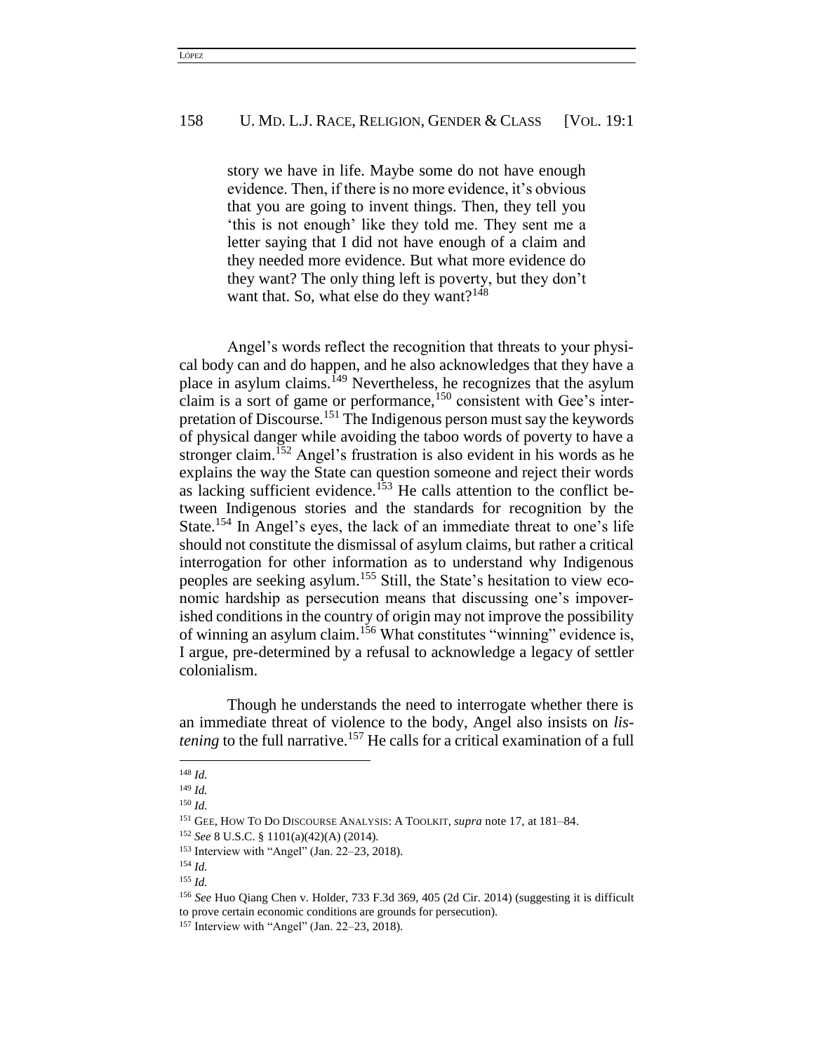> story we have in life. Maybe some do not have enough evidence. Then, if there is no more evidence, it's obvious that you are going to invent things. Then, they tell you 'this is not enough' like they told me. They sent me a letter saying that I did not have enough of a claim and they needed more evidence. But what more evidence do they want? The only thing left is poverty, but they don't want that. So, what else do they want?[148]

Angel's words reflect the recognition that threats to your physical body can and do happen, and he also acknowledges that they have a place in asylum claims.[149] Nevertheless, he recognizes that the asylum claim is a sort of game or performance,[150] consistent with Gee's interpretation of Discourse.[151] The Indigenous person must say the keywords of physical danger while avoiding the taboo words of poverty to have a stronger claim.[152] Angel's frustration is also evident in his words as he explains the way the State can question someone and reject their words as lacking sufficient evidence.[153] He calls attention to the conflict between Indigenous stories and the standards for recognition by the State.[154] In Angel's eyes, the lack of an immediate threat to one's life should not constitute the dismissal of asylum claims, but rather a critical interrogation for other information as to understand why Indigenous peoples are seeking asylum.[155] Still, the State's hesitation to view economic hardship as persecution means that discussing one's impoverished conditions in the country of origin may not improve the possibility of winning an asylum claim.[156] What constitutes "winning" evidence is, I argue, pre-determined by a refusal to acknowledge a legacy of settler colonialism.

Though he understands the need to interrogate whether there is an immediate threat of violence to the body, Angel also insists on *listening* to the full narrative.[157] He calls for a critical examination of a full

---

[148] *Id.*

[149] *Id.*

[150] *Id.*

[151] GEE, HOW TO DO DISCOURSE ANALYSIS: A TOOLKIT, *supra* note 17, at 181–84.

[152] *See* 8 U.S.C. § 1101(a)(42)(A) (2014).

[153] Interview with "Angel" (Jan. 22–23, 2018).

[154] *Id.*

[155] *Id.*

[156] *See* Huo Qiang Chen v. Holder, 733 F.3d 369, 405 (2d Cir. 2014) (suggesting it is difficult to prove certain economic conditions are grounds for persecution).

[157] Interview with "Angel" (Jan. 22–23, 2018).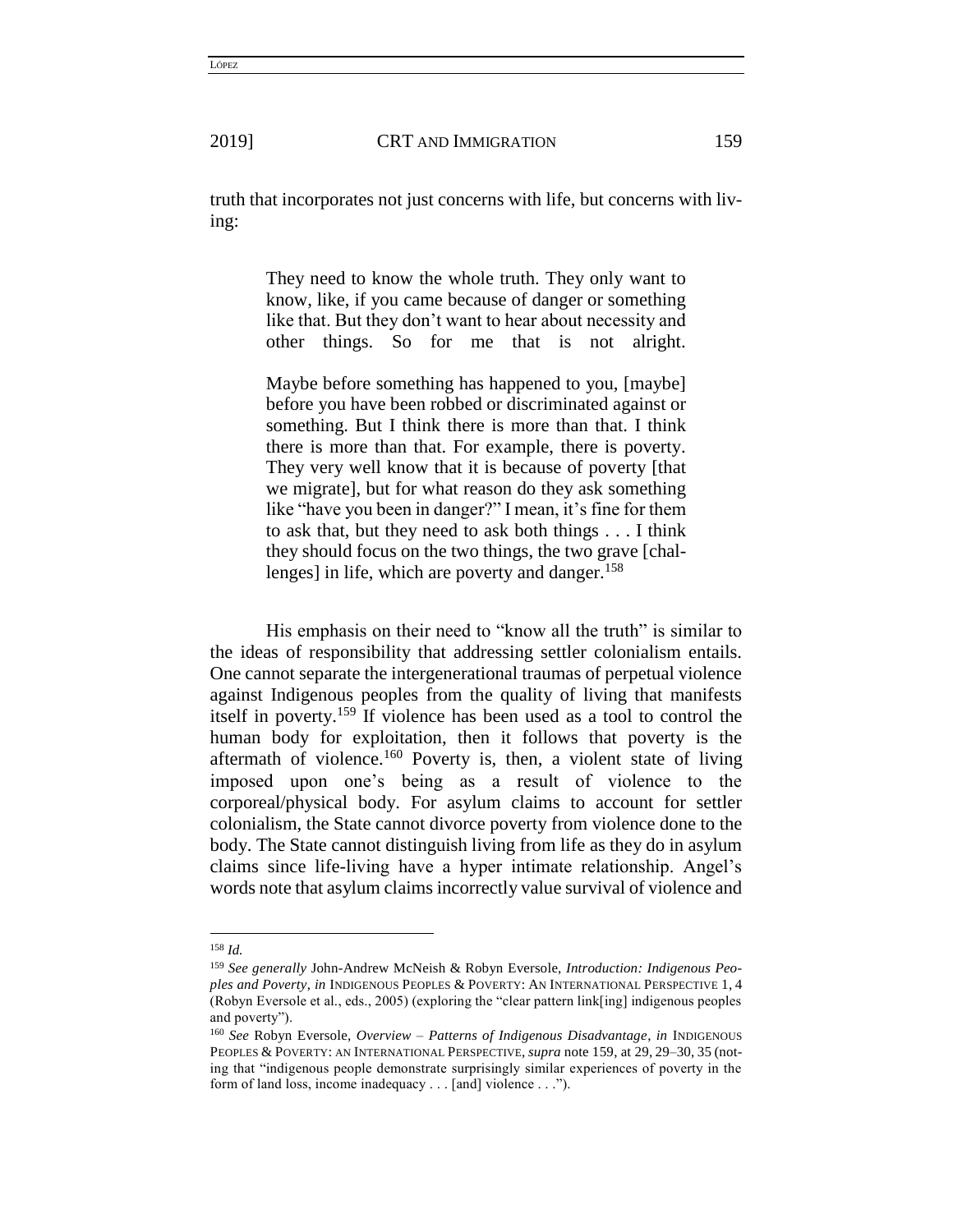truth that incorporates not just concerns with life, but concerns with living:

> They need to know the whole truth. They only want to know, like, if you came because of danger or something like that. But they don't want to hear about necessity and other things. So for me that is not alright.
>
> Maybe before something has happened to you, [maybe] before you have been robbed or discriminated against or something. But I think there is more than that. I think there is more than that. For example, there is poverty. They very well know that it is because of poverty [that we migrate], but for what reason do they ask something like "have you been in danger?" I mean, it's fine for them to ask that, but they need to ask both things . . . I think they should focus on the two things, the two grave [challenges] in life, which are poverty and danger.[158]

His emphasis on their need to "know all the truth" is similar to the ideas of responsibility that addressing settler colonialism entails. One cannot separate the intergenerational traumas of perpetual violence against Indigenous peoples from the quality of living that manifests itself in poverty.[159] If violence has been used as a tool to control the human body for exploitation, then it follows that poverty is the aftermath of violence.[160] Poverty is, then, a violent state of living imposed upon one's being as a result of violence to the corporeal/physical body. For asylum claims to account for settler colonialism, the State cannot divorce poverty from violence done to the body. The State cannot distinguish living from life as they do in asylum claims since life-living have a hyper intimate relationship. Angel's words note that asylum claims incorrectly value survival of violence and

---

[158] *Id.*

[159] *See generally* John-Andrew McNeish & Robyn Eversole, *Introduction: Indigenous Peoples and Poverty*, *in* INDIGENOUS PEOPLES & POVERTY: AN INTERNATIONAL PERSPECTIVE 1, 4 (Robyn Eversole et al., eds., 2005) (exploring the "clear pattern link[ing] indigenous peoples and poverty").

[160] *See* Robyn Eversole, *Overview – Patterns of Indigenous Disadvantage*, *in* INDIGENOUS PEOPLES & POVERTY: AN INTERNATIONAL PERSPECTIVE, *supra* note 159, at 29, 29–30, 35 (noting that "indigenous people demonstrate surprisingly similar experiences of poverty in the form of land loss, income inadequacy . . . [and] violence . . .").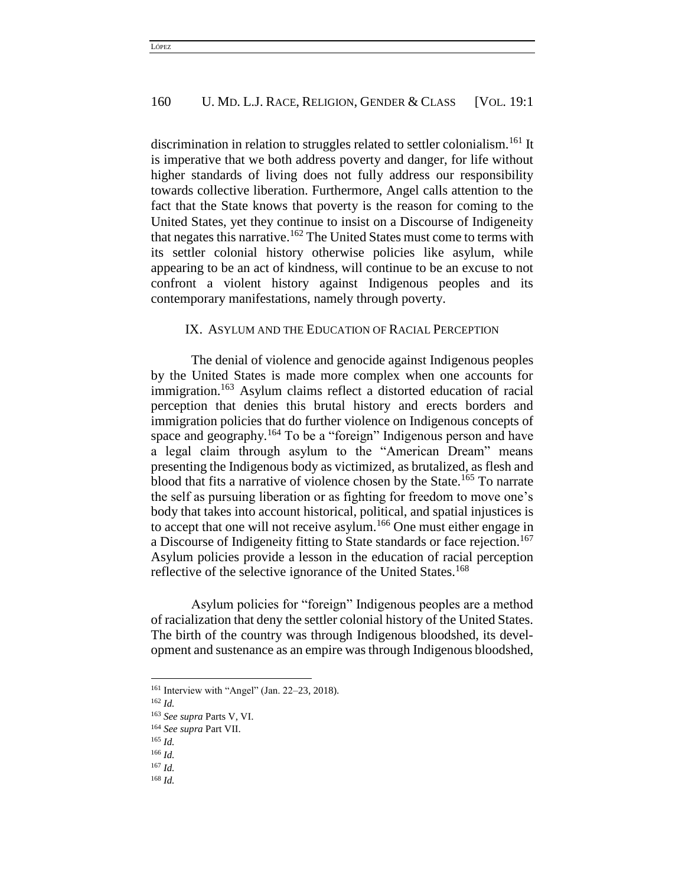discrimination in relation to struggles related to settler colonialism.[161] It is imperative that we both address poverty and danger, for life without higher standards of living does not fully address our responsibility towards collective liberation. Furthermore, Angel calls attention to the fact that the State knows that poverty is the reason for coming to the United States, yet they continue to insist on a Discourse of Indigeneity that negates this narrative.[162] The United States must come to terms with its settler colonial history otherwise policies like asylum, while appearing to be an act of kindness, will continue to be an excuse to not confront a violent history against Indigenous peoples and its contemporary manifestations, namely through poverty.

## IX. ASYLUM AND THE EDUCATION OF RACIAL PERCEPTION

The denial of violence and genocide against Indigenous peoples by the United States is made more complex when one accounts for immigration.[163] Asylum claims reflect a distorted education of racial perception that denies this brutal history and erects borders and immigration policies that do further violence on Indigenous concepts of space and geography.[164] To be a "foreign" Indigenous person and have a legal claim through asylum to the "American Dream" means presenting the Indigenous body as victimized, as brutalized, as flesh and blood that fits a narrative of violence chosen by the State.[165] To narrate the self as pursuing liberation or as fighting for freedom to move one's body that takes into account historical, political, and spatial injustices is to accept that one will not receive asylum.[166] One must either engage in a Discourse of Indigeneity fitting to State standards or face rejection.[167] Asylum policies provide a lesson in the education of racial perception reflective of the selective ignorance of the United States.[168]

Asylum policies for "foreign" Indigenous peoples are a method of racialization that deny the settler colonial history of the United States. The birth of the country was through Indigenous bloodshed, its development and sustenance as an empire was through Indigenous bloodshed,

---

[161] Interview with "Angel" (Jan. 22–23, 2018).
[162] *Id.*
[163] *See supra* Parts V, VI.
[164] *See supra* Part VII.
[165] *Id.*
[166] *Id.*
[167] *Id.*
[168] *Id.*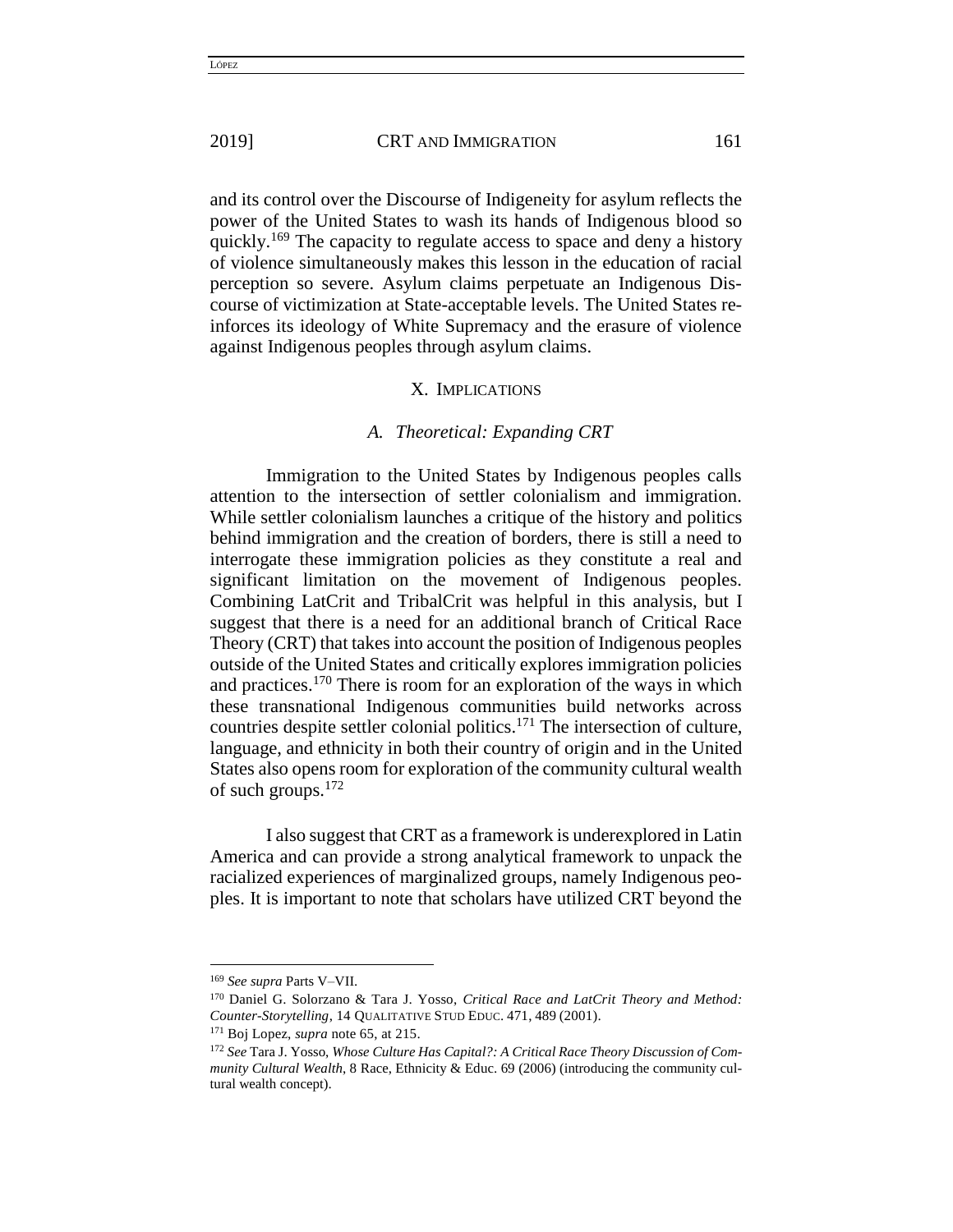and its control over the Discourse of Indigeneity for asylum reflects the power of the United States to wash its hands of Indigenous blood so quickly.[169] The capacity to regulate access to space and deny a history of violence simultaneously makes this lesson in the education of racial perception so severe. Asylum claims perpetuate an Indigenous Discourse of victimization at State-acceptable levels. The United States reinforces its ideology of White Supremacy and the erasure of violence against Indigenous peoples through asylum claims.

## X. Implications

### A. *Theoretical: Expanding CRT*

Immigration to the United States by Indigenous peoples calls attention to the intersection of settler colonialism and immigration. While settler colonialism launches a critique of the history and politics behind immigration and the creation of borders, there is still a need to interrogate these immigration policies as they constitute a real and significant limitation on the movement of Indigenous peoples. Combining LatCrit and TribalCrit was helpful in this analysis, but I suggest that there is a need for an additional branch of Critical Race Theory (CRT) that takes into account the position of Indigenous peoples outside of the United States and critically explores immigration policies and practices.[170] There is room for an exploration of the ways in which these transnational Indigenous communities build networks across countries despite settler colonial politics.[171] The intersection of culture, language, and ethnicity in both their country of origin and in the United States also opens room for exploration of the community cultural wealth of such groups.[172]

I also suggest that CRT as a framework is underexplored in Latin America and can provide a strong analytical framework to unpack the racialized experiences of marginalized groups, namely Indigenous peoples. It is important to note that scholars have utilized CRT beyond the

---

[169] *See supra* Parts V–VII.

[170] Daniel G. Solorzano & Tara J. Yosso, *Critical Race and LatCrit Theory and Method: Counter-Storytelling*, 14 QUALITATIVE STUD EDUC. 471, 489 (2001).

[171] Boj Lopez, *supra* note 65, at 215.

[172] *See* Tara J. Yosso, *Whose Culture Has Capital?: A Critical Race Theory Discussion of Community Cultural Wealth*, 8 Race, Ethnicity & Educ. 69 (2006) (introducing the community cultural wealth concept).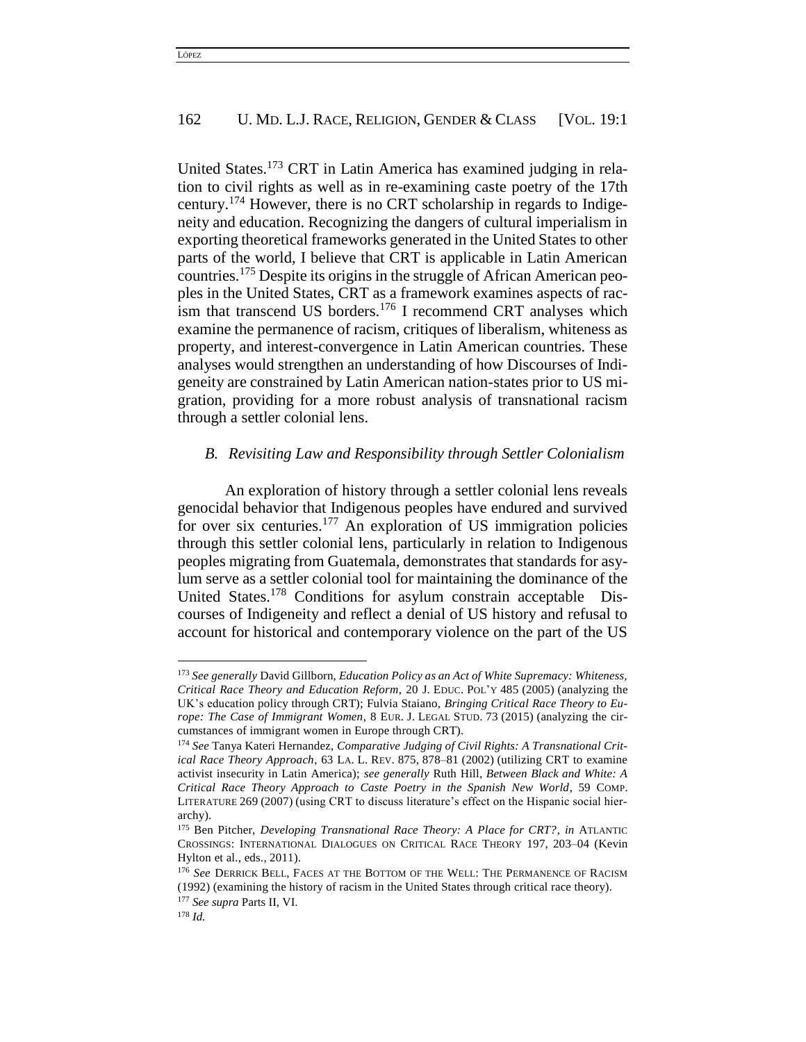United States.[173] CRT in Latin America has examined judging in relation to civil rights as well as in re-examining caste poetry of the 17th century.[174] However, there is no CRT scholarship in regards to Indigeneity and education. Recognizing the dangers of cultural imperialism in exporting theoretical frameworks generated in the United States to other parts of the world, I believe that CRT is applicable in Latin American countries.[175] Despite its origins in the struggle of African American peoples in the United States, CRT as a framework examines aspects of racism that transcend US borders.[176] I recommend CRT analyses which examine the permanence of racism, critiques of liberalism, whiteness as property, and interest-convergence in Latin American countries. These analyses would strengthen an understanding of how Discourses of Indigeneity are constrained by Latin American nation-states prior to US migration, providing for a more robust analysis of transnational racism through a settler colonial lens.

### *B. Revisiting Law and Responsibility through Settler Colonialism*

An exploration of history through a settler colonial lens reveals genocidal behavior that Indigenous peoples have endured and survived for over six centuries.[177] An exploration of US immigration policies through this settler colonial lens, particularly in relation to Indigenous peoples migrating from Guatemala, demonstrates that standards for asylum serve as a settler colonial tool for maintaining the dominance of the United States.[178] Conditions for asylum constrain acceptable Discourses of Indigeneity and reflect a denial of US history and refusal to account for historical and contemporary violence on the part of the US

---

[173] *See generally* David Gillborn, *Education Policy as an Act of White Supremacy: Whiteness, Critical Race Theory and Education Reform*, 20 J. EDUC. POL'Y 485 (2005) (analyzing the UK's education policy through CRT); Fulvia Staiano, *Bringing Critical Race Theory to Europe: The Case of Immigrant Women*, 8 EUR. J. LEGAL STUD. 73 (2015) (analyzing the circumstances of immigrant women in Europe through CRT).

[174] *See* Tanya Kateri Hernandez, *Comparative Judging of Civil Rights: A Transnational Critical Race Theory Approach*, 63 LA. L. REV. 875, 878–81 (2002) (utilizing CRT to examine activist insecurity in Latin America); *see generally* Ruth Hill, *Between Black and White: A Critical Race Theory Approach to Caste Poetry in the Spanish New World*, 59 COMP. LITERATURE 269 (2007) (using CRT to discuss literature's effect on the Hispanic social hierarchy).

[175] Ben Pitcher, *Developing Transnational Race Theory: A Place for CRT?*, *in* ATLANTIC CROSSINGS: INTERNATIONAL DIALOGUES ON CRITICAL RACE THEORY 197, 203–04 (Kevin Hylton et al., eds., 2011).

[176] *See* DERRICK BELL, FACES AT THE BOTTOM OF THE WELL: THE PERMANENCE OF RACISM (1992) (examining the history of racism in the United States through critical race theory).

[177] *See supra* Parts II, VI.

[178] *Id.*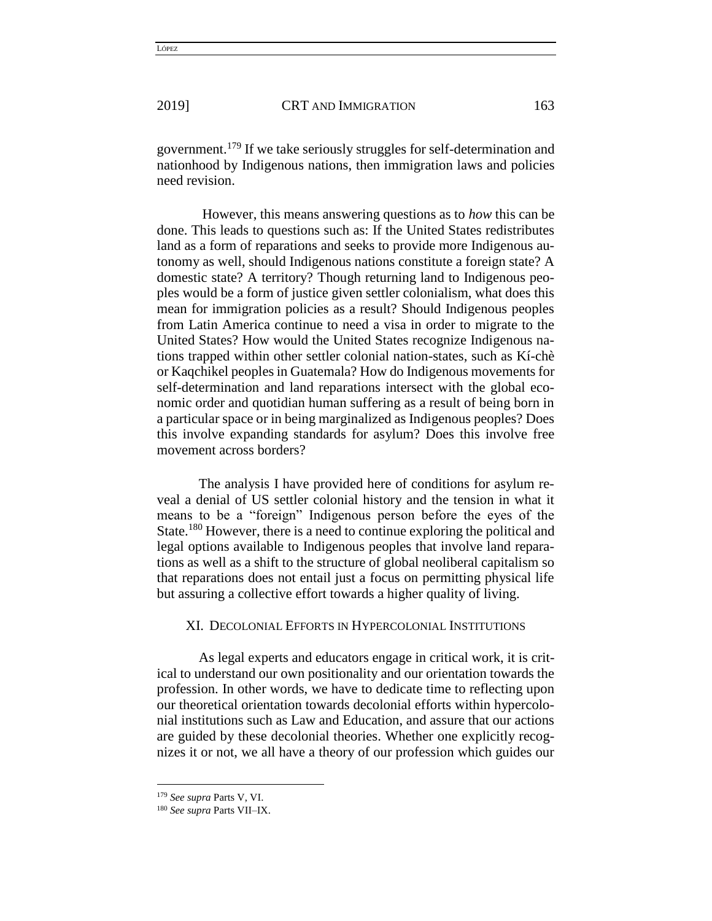government.[179] If we take seriously struggles for self-determination and nationhood by Indigenous nations, then immigration laws and policies need revision.

However, this means answering questions as to *how* this can be done. This leads to questions such as: If the United States redistributes land as a form of reparations and seeks to provide more Indigenous autonomy as well, should Indigenous nations constitute a foreign state? A domestic state? A territory? Though returning land to Indigenous peoples would be a form of justice given settler colonialism, what does this mean for immigration policies as a result? Should Indigenous peoples from Latin America continue to need a visa in order to migrate to the United States? How would the United States recognize Indigenous nations trapped within other settler colonial nation-states, such as Kí-chè or Kaqchikel peoples in Guatemala? How do Indigenous movements for self-determination and land reparations intersect with the global economic order and quotidian human suffering as a result of being born in a particular space or in being marginalized as Indigenous peoples? Does this involve expanding standards for asylum? Does this involve free movement across borders?

The analysis I have provided here of conditions for asylum reveal a denial of US settler colonial history and the tension in what it means to be a "foreign" Indigenous person before the eyes of the State.[180] However, there is a need to continue exploring the political and legal options available to Indigenous peoples that involve land reparations as well as a shift to the structure of global neoliberal capitalism so that reparations does not entail just a focus on permitting physical life but assuring a collective effort towards a higher quality of living.

## XI. Decolonial Efforts in Hypercolonial Institutions

As legal experts and educators engage in critical work, it is critical to understand our own positionality and our orientation towards the profession. In other words, we have to dedicate time to reflecting upon our theoretical orientation towards decolonial efforts within hypercolonial institutions such as Law and Education, and assure that our actions are guided by these decolonial theories. Whether one explicitly recognizes it or not, we all have a theory of our profession which guides our

---

[179] *See supra* Parts V, VI.

[180] *See supra* Parts VII–IX.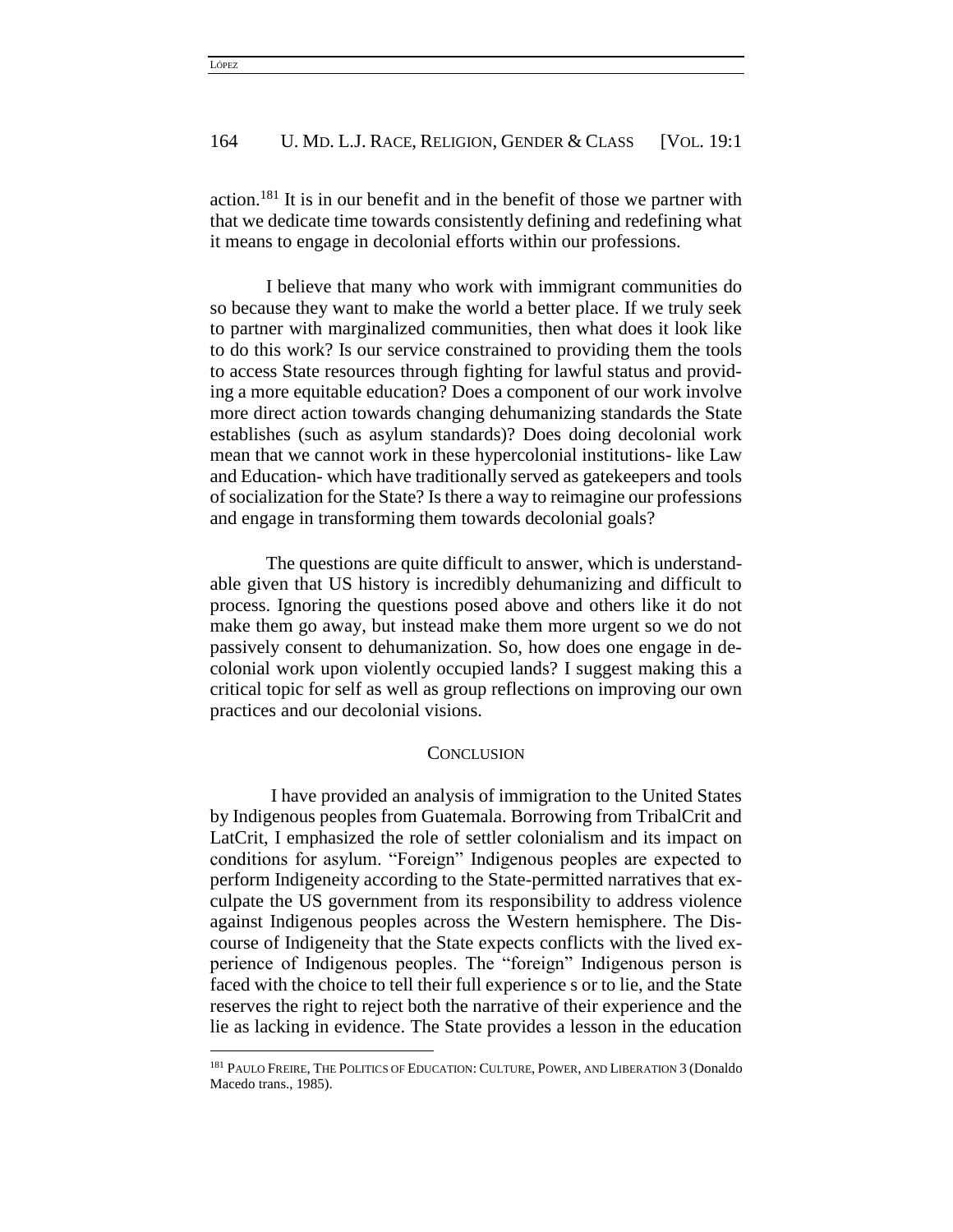action.[181] It is in our benefit and in the benefit of those we partner with that we dedicate time towards consistently defining and redefining what it means to engage in decolonial efforts within our professions.

I believe that many who work with immigrant communities do so because they want to make the world a better place. If we truly seek to partner with marginalized communities, then what does it look like to do this work? Is our service constrained to providing them the tools to access State resources through fighting for lawful status and providing a more equitable education? Does a component of our work involve more direct action towards changing dehumanizing standards the State establishes (such as asylum standards)? Does doing decolonial work mean that we cannot work in these hypercolonial institutions- like Law and Education- which have traditionally served as gatekeepers and tools of socialization for the State? Is there a way to reimagine our professions and engage in transforming them towards decolonial goals?

The questions are quite difficult to answer, which is understandable given that US history is incredibly dehumanizing and difficult to process. Ignoring the questions posed above and others like it do not make them go away, but instead make them more urgent so we do not passively consent to dehumanization. So, how does one engage in decolonial work upon violently occupied lands? I suggest making this a critical topic for self as well as group reflections on improving our own practices and our decolonial visions.

## CONCLUSION

I have provided an analysis of immigration to the United States by Indigenous peoples from Guatemala. Borrowing from TribalCrit and LatCrit, I emphasized the role of settler colonialism and its impact on conditions for asylum. "Foreign" Indigenous peoples are expected to perform Indigeneity according to the State-permitted narratives that exculpate the US government from its responsibility to address violence against Indigenous peoples across the Western hemisphere. The Discourse of Indigeneity that the State expects conflicts with the lived experience of Indigenous peoples. The "foreign" Indigenous person is faced with the choice to tell their full experience s or to lie, and the State reserves the right to reject both the narrative of their experience and the lie as lacking in evidence. The State provides a lesson in the education

---

[181] PAULO FREIRE, THE POLITICS OF EDUCATION: CULTURE, POWER, AND LIBERATION 3 (Donaldo Macedo trans., 1985).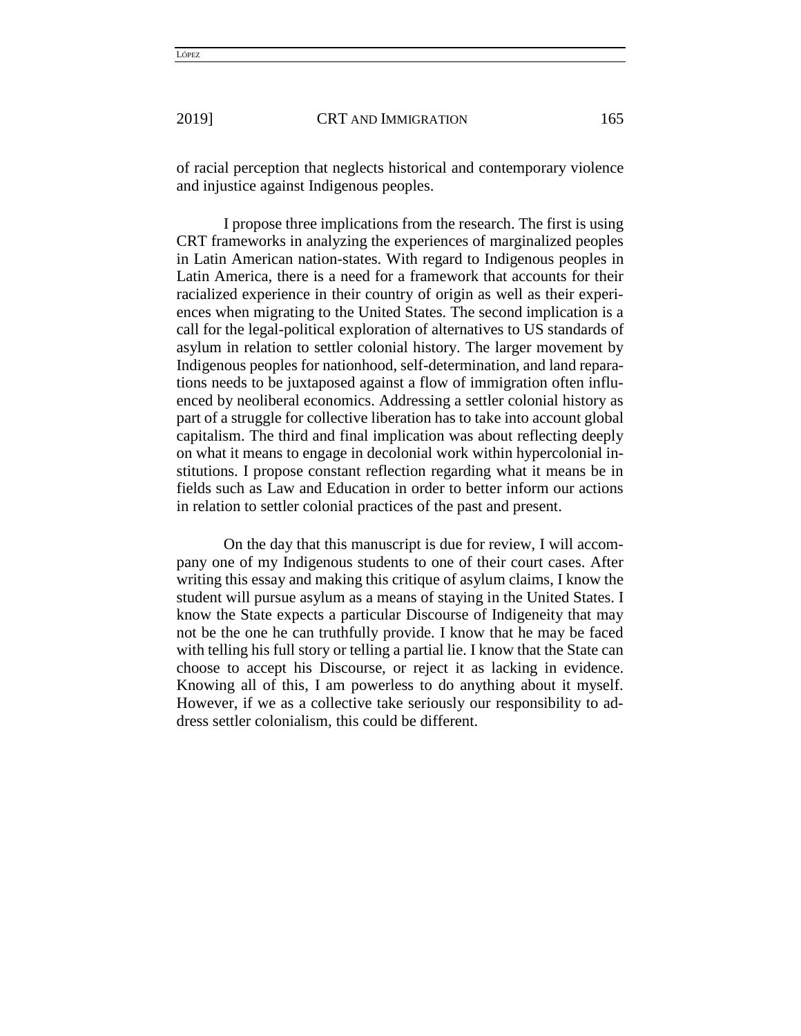of racial perception that neglects historical and contemporary violence and injustice against Indigenous peoples.

I propose three implications from the research. The first is using CRT frameworks in analyzing the experiences of marginalized peoples in Latin American nation-states. With regard to Indigenous peoples in Latin America, there is a need for a framework that accounts for their racialized experience in their country of origin as well as their experiences when migrating to the United States. The second implication is a call for the legal-political exploration of alternatives to US standards of asylum in relation to settler colonial history. The larger movement by Indigenous peoples for nationhood, self-determination, and land reparations needs to be juxtaposed against a flow of immigration often influenced by neoliberal economics. Addressing a settler colonial history as part of a struggle for collective liberation has to take into account global capitalism. The third and final implication was about reflecting deeply on what it means to engage in decolonial work within hypercolonial institutions. I propose constant reflection regarding what it means be in fields such as Law and Education in order to better inform our actions in relation to settler colonial practices of the past and present.

On the day that this manuscript is due for review, I will accompany one of my Indigenous students to one of their court cases. After writing this essay and making this critique of asylum claims, I know the student will pursue asylum as a means of staying in the United States. I know the State expects a particular Discourse of Indigeneity that may not be the one he can truthfully provide. I know that he may be faced with telling his full story or telling a partial lie. I know that the State can choose to accept his Discourse, or reject it as lacking in evidence. Knowing all of this, I am powerless to do anything about it myself. However, if we as a collective take seriously our responsibility to address settler colonialism, this could be different.